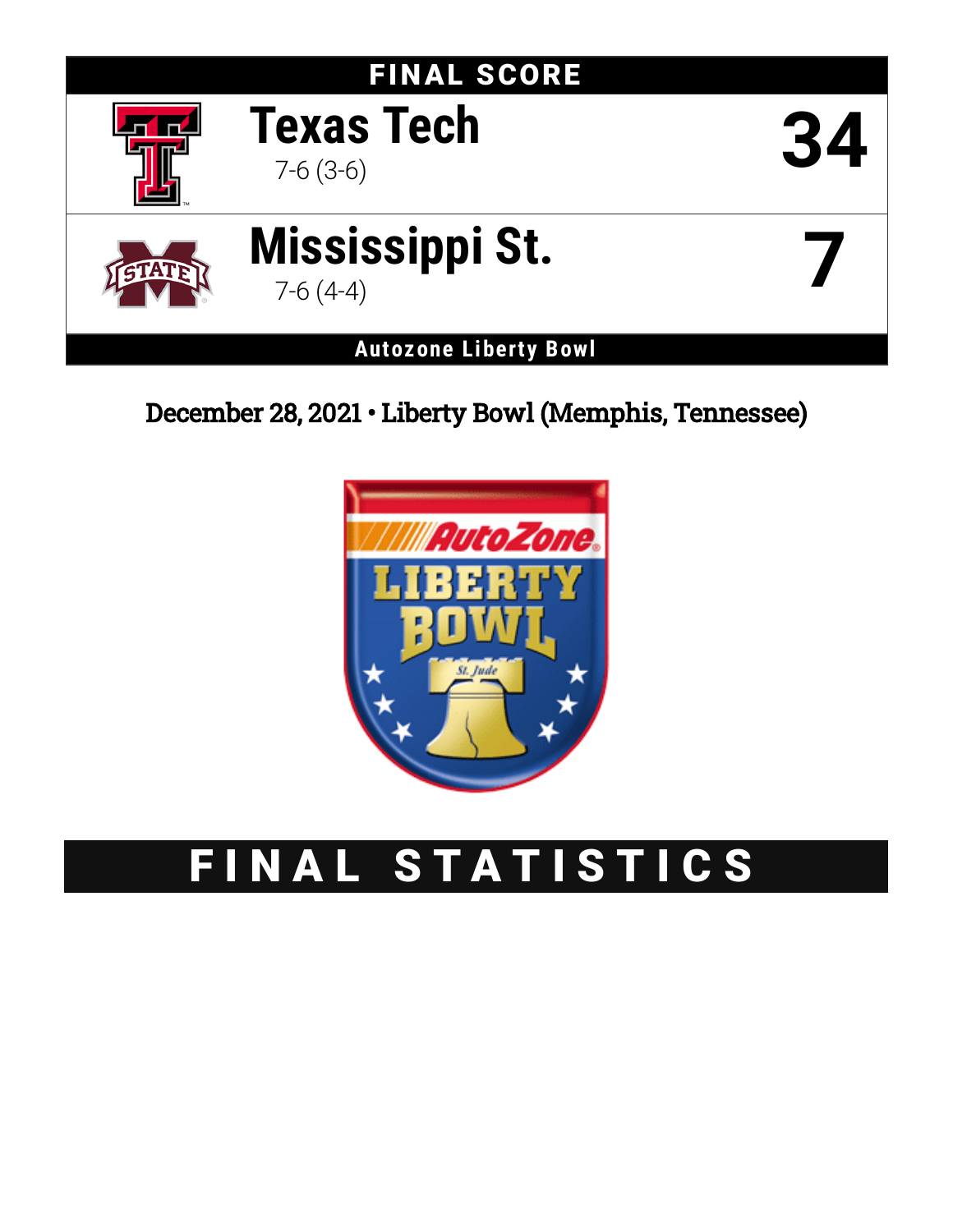## FINAL SCORE

| Team | Record | Score |
| --- | --- | --- |
| Texas Tech | 7-6 (3-6) | 34 |
| Mississippi St. | 7-6 (4-4) | 7 |

**Autozone Liberty Bowl**

December 28, 2021 • Liberty Bowl (Memphis, Tennessee)

# FINAL STATISTICS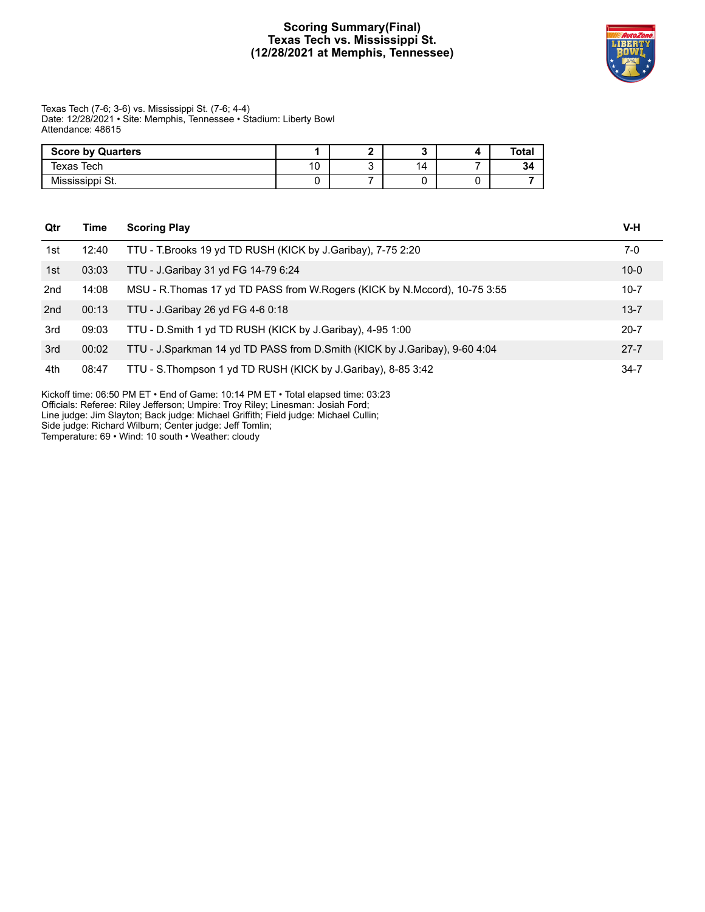# Scoring Summary(Final)
# Texas Tech vs. Mississippi St.
# (12/28/2021 at Memphis, Tennessee)

Texas Tech (7-6; 3-6) vs. Mississippi St. (7-6; 4-4)
Date: 12/28/2021 • Site: Memphis, Tennessee • Stadium: Liberty Bowl
Attendance: 48615

| Score by Quarters | 1 | 2 | 3 | 4 | Total |
|---|---|---|---|---|---|
| Texas Tech | 10 | 3 | 14 | 7 | **34** |
| Mississippi St. | 0 | 7 | 0 | 0 | **7** |

| Qtr | Time | Scoring Play | V-H |
|---|---|---|---|
| 1st | 12:40 | TTU - T.Brooks 19 yd TD RUSH (KICK by J.Garibay), 7-75 2:20 | 7-0 |
| 1st | 03:03 | TTU - J.Garibay 31 yd FG 14-79 6:24 | 10-0 |
| 2nd | 14:08 | MSU - R.Thomas 17 yd TD PASS from W.Rogers (KICK by N.Mccord), 10-75 3:55 | 10-7 |
| 2nd | 00:13 | TTU - J.Garibay 26 yd FG 4-6 0:18 | 13-7 |
| 3rd | 09:03 | TTU - D.Smith 1 yd TD RUSH (KICK by J.Garibay), 4-95 1:00 | 20-7 |
| 3rd | 00:02 | TTU - J.Sparkman 14 yd TD PASS from D.Smith (KICK by J.Garibay), 9-60 4:04 | 27-7 |
| 4th | 08:47 | TTU - S.Thompson 1 yd TD RUSH (KICK by J.Garibay), 8-85 3:42 | 34-7 |

Kickoff time: 06:50 PM ET • End of Game: 10:14 PM ET • Total elapsed time: 03:23
Officials: Referee: Riley Jefferson; Umpire: Troy Riley; Linesman: Josiah Ford;
Line judge: Jim Slayton; Back judge: Michael Griffith; Field judge: Michael Cullin;
Side judge: Richard Wilburn; Center judge: Jeff Tomlin;
Temperature: 69 • Wind: 10 south • Weather: cloudy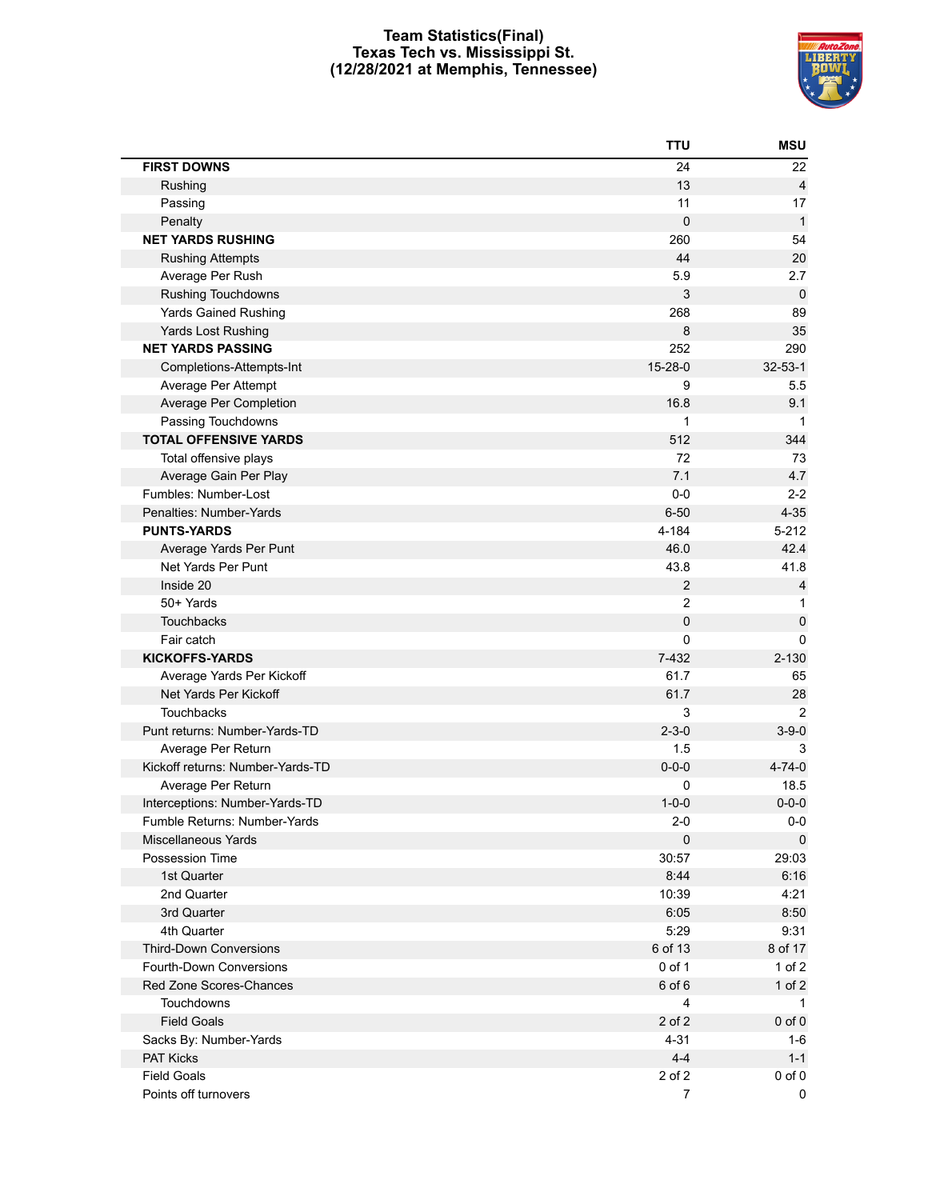# Team Statistics(Final)
## Texas Tech vs. Mississippi St.
## (12/28/2021 at Memphis, Tennessee)

| | TTU | MSU |
|---|---|---|
| **FIRST DOWNS** | 24 | 22 |
| Rushing | 13 | 4 |
| Passing | 11 | 17 |
| Penalty | 0 | 1 |
| **NET YARDS RUSHING** | 260 | 54 |
| Rushing Attempts | 44 | 20 |
| Average Per Rush | 5.9 | 2.7 |
| Rushing Touchdowns | 3 | 0 |
| Yards Gained Rushing | 268 | 89 |
| Yards Lost Rushing | 8 | 35 |
| **NET YARDS PASSING** | 252 | 290 |
| Completions-Attempts-Int | 15-28-0 | 32-53-1 |
| Average Per Attempt | 9 | 5.5 |
| Average Per Completion | 16.8 | 9.1 |
| Passing Touchdowns | 1 | 1 |
| **TOTAL OFFENSIVE YARDS** | 512 | 344 |
| Total offensive plays | 72 | 73 |
| Average Gain Per Play | 7.1 | 4.7 |
| Fumbles: Number-Lost | 0-0 | 2-2 |
| Penalties: Number-Yards | 6-50 | 4-35 |
| **PUNTS-YARDS** | 4-184 | 5-212 |
| Average Yards Per Punt | 46.0 | 42.4 |
| Net Yards Per Punt | 43.8 | 41.8 |
| Inside 20 | 2 | 4 |
| 50+ Yards | 2 | 1 |
| Touchbacks | 0 | 0 |
| Fair catch | 0 | 0 |
| **KICKOFFS-YARDS** | 7-432 | 2-130 |
| Average Yards Per Kickoff | 61.7 | 65 |
| Net Yards Per Kickoff | 61.7 | 28 |
| Touchbacks | 3 | 2 |
| Punt returns: Number-Yards-TD | 2-3-0 | 3-9-0 |
| Average Per Return | 1.5 | 3 |
| Kickoff returns: Number-Yards-TD | 0-0-0 | 4-74-0 |
| Average Per Return | 0 | 18.5 |
| Interceptions: Number-Yards-TD | 1-0-0 | 0-0-0 |
| Fumble Returns: Number-Yards | 2-0 | 0-0 |
| Miscellaneous Yards | 0 | 0 |
| Possession Time | 30:57 | 29:03 |
| 1st Quarter | 8:44 | 6:16 |
| 2nd Quarter | 10:39 | 4:21 |
| 3rd Quarter | 6:05 | 8:50 |
| 4th Quarter | 5:29 | 9:31 |
| Third-Down Conversions | 6 of 13 | 8 of 17 |
| Fourth-Down Conversions | 0 of 1 | 1 of 2 |
| Red Zone Scores-Chances | 6 of 6 | 1 of 2 |
| Touchdowns | 4 | 1 |
| Field Goals | 2 of 2 | 0 of 0 |
| Sacks By: Number-Yards | 4-31 | 1-6 |
| PAT Kicks | 4-4 | 1-1 |
| Field Goals | 2 of 2 | 0 of 0 |
| Points off turnovers | 7 | 0 |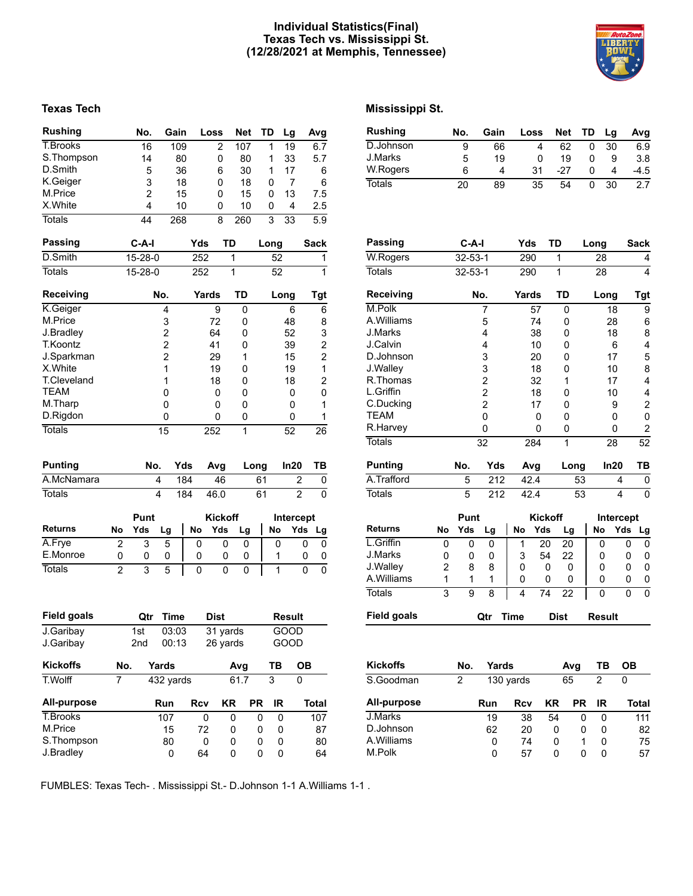# Individual Statistics(Final)
# Texas Tech vs. Mississippi St.
# (12/28/2021 at Memphis, Tennessee)

## Texas Tech

| Rushing | No. | Gain | Loss | Net | TD | Lg | Avg |
|---|---|---|---|---|---|---|---|
| T.Brooks | 16 | 109 | 2 | 107 | 1 | 19 | 6.7 |
| S.Thompson | 14 | 80 | 0 | 80 | 1 | 33 | 5.7 |
| D.Smith | 5 | 36 | 6 | 30 | 1 | 17 | 6 |
| K.Geiger | 3 | 18 | 0 | 18 | 0 | 7 | 6 |
| M.Price | 2 | 15 | 0 | 15 | 0 | 13 | 7.5 |
| X.White | 4 | 10 | 0 | 10 | 0 | 4 | 2.5 |
| Totals | 44 | 268 | 8 | 260 | 3 | 33 | 5.9 |

| Passing | C-A-I | Yds | TD | Long | Sack |
|---|---|---|---|---|---|
| D.Smith | 15-28-0 | 252 | 1 | 52 | 1 |
| Totals | 15-28-0 | 252 | 1 | 52 | 1 |

| Receiving | No. | Yards | TD | Long | Tgt |
|---|---|---|---|---|---|
| K.Geiger | 4 | 9 | 0 | 6 | 6 |
| M.Price | 3 | 72 | 0 | 48 | 8 |
| J.Bradley | 2 | 64 | 0 | 52 | 3 |
| T.Koontz | 2 | 41 | 0 | 39 | 2 |
| J.Sparkman | 2 | 29 | 1 | 15 | 2 |
| X.White | 1 | 19 | 0 | 19 | 1 |
| T.Cleveland | 1 | 18 | 0 | 18 | 2 |
| TEAM | 0 | 0 | 0 | 0 | 0 |
| M.Tharp | 0 | 0 | 0 | 0 | 1 |
| D.Rigdon | 0 | 0 | 0 | 0 | 1 |
| Totals | 15 | 252 | 1 | 52 | 26 |

| Punting | No. | Yds | Avg | Long | In20 | TB |
|---|---|---|---|---|---|---|
| A.McNamara | 4 | 184 | 46 | 61 | 2 | 0 |
| Totals | 4 | 184 | 46.0 | 61 | 2 | 0 |

| | Punt | | | Kickoff | | | Intercept | | |
|---|---|---|---|---|---|---|---|---|---|
| Returns | No | Yds | Lg | No | Yds | Lg | No | Yds | Lg |
| A.Frye | 2 | 3 | 5 | 0 | 0 | 0 | 0 | 0 | 0 |
| E.Monroe | 0 | 0 | 0 | 0 | 0 | 0 | 1 | 0 | 0 |
| Totals | 2 | 3 | 5 | 0 | 0 | 0 | 1 | 0 | 0 |

| Field goals | Qtr | Time | Dist | Result |
|---|---|---|---|---|
| J.Garibay | 1st | 03:03 | 31 yards | GOOD |
| J.Garibay | 2nd | 00:13 | 26 yards | GOOD |

| Kickoffs | No. | Yards | Avg | TB | OB |
|---|---|---|---|---|---|
| T.Wolff | 7 | 432 yards | 61.7 | 3 | 0 |

| All-purpose | Run | Rcv | KR | PR | IR | Total |
|---|---|---|---|---|---|---|
| T.Brooks | 107 | 0 | 0 | 0 | 0 | 107 |
| M.Price | 15 | 72 | 0 | 0 | 0 | 87 |
| S.Thompson | 80 | 0 | 0 | 0 | 0 | 80 |
| J.Bradley | 0 | 64 | 0 | 0 | 0 | 64 |

## Mississippi St.

| Rushing | No. | Gain | Loss | Net | TD | Lg | Avg |
|---|---|---|---|---|---|---|---|
| D.Johnson | 9 | 66 | 4 | 62 | 0 | 30 | 6.9 |
| J.Marks | 5 | 19 | 0 | 19 | 0 | 9 | 3.8 |
| W.Rogers | 6 | 4 | 31 | -27 | 0 | 4 | -4.5 |
| Totals | 20 | 89 | 35 | 54 | 0 | 30 | 2.7 |

| Passing | C-A-I | Yds | TD | Long | Sack |
|---|---|---|---|---|---|
| W.Rogers | 32-53-1 | 290 | 1 | 28 | 4 |
| Totals | 32-53-1 | 290 | 1 | 28 | 4 |

| Receiving | No. | Yards | TD | Long | Tgt |
|---|---|---|---|---|---|
| M.Polk | 7 | 57 | 0 | 18 | 9 |
| A.Williams | 5 | 74 | 0 | 28 | 6 |
| J.Marks | 4 | 38 | 0 | 18 | 8 |
| J.Calvin | 4 | 10 | 0 | 6 | 4 |
| D.Johnson | 3 | 20 | 0 | 17 | 5 |
| J.Walley | 3 | 18 | 0 | 10 | 8 |
| R.Thomas | 2 | 32 | 1 | 17 | 4 |
| L.Griffin | 2 | 18 | 0 | 10 | 4 |
| C.Ducking | 2 | 17 | 0 | 9 | 2 |
| TEAM | 0 | 0 | 0 | 0 | 0 |
| R.Harvey | 0 | 0 | 0 | 0 | 2 |
| Totals | 32 | 284 | 1 | 28 | 52 |

| Punting | No. | Yds | Avg | Long | In20 | TB |
|---|---|---|---|---|---|---|
| A.Trafford | 5 | 212 | 42.4 | 53 | 4 | 0 |
| Totals | 5 | 212 | 42.4 | 53 | 4 | 0 |

| | Punt | | | Kickoff | | | Intercept | | |
|---|---|---|---|---|---|---|---|---|---|
| Returns | No | Yds | Lg | No | Yds | Lg | No | Yds | Lg |
| L.Griffin | 0 | 0 | 0 | 1 | 20 | 20 | 0 | 0 | 0 |
| J.Marks | 0 | 0 | 0 | 3 | 54 | 22 | 0 | 0 | 0 |
| J.Walley | 2 | 8 | 8 | 0 | 0 | 0 | 0 | 0 | 0 |
| A.Williams | 1 | 1 | 1 | 0 | 0 | 0 | 0 | 0 | 0 |
| Totals | 3 | 9 | 8 | 4 | 74 | 22 | 0 | 0 | 0 |

| Field goals | Qtr | Time | Dist | Result |
|---|---|---|---|---|

| Kickoffs | No. | Yards | Avg | TB | OB |
|---|---|---|---|---|---|
| S.Goodman | 2 | 130 yards | 65 | 2 | 0 |

| All-purpose | Run | Rcv | KR | PR | IR | Total |
|---|---|---|---|---|---|---|
| J.Marks | 19 | 38 | 54 | 0 | 0 | 111 |
| D.Johnson | 62 | 20 | 0 | 0 | 0 | 82 |
| A.Williams | 0 | 74 | 0 | 1 | 0 | 75 |
| M.Polk | 0 | 57 | 0 | 0 | 0 | 57 |

FUMBLES: Texas Tech- . Mississippi St.- D.Johnson 1-1 A.Williams 1-1 .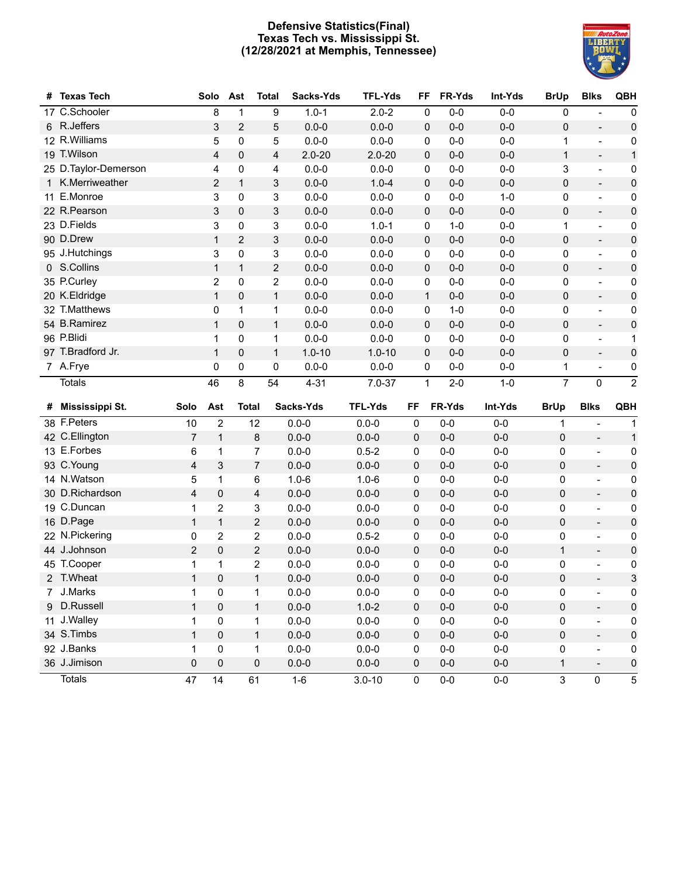# Defensive Statistics(Final)
## Texas Tech vs. Mississippi St.
## (12/28/2021 at Memphis, Tennessee)

| # | Texas Tech | Solo | Ast | Total | Sacks-Yds | TFL-Yds | FF | FR-Yds | Int-Yds | BrUp | Blks | QBH |
|---|---|---|---|---|---|---|---|---|---|---|---|---|
| 17 | C.Schooler | 8 | 1 | 9 | 1.0-1 | 2.0-2 | 0 | 0-0 | 0-0 | 0 | - | 0 |
| 6 | R.Jeffers | 3 | 2 | 5 | 0.0-0 | 0.0-0 | 0 | 0-0 | 0-0 | 0 | - | 0 |
| 12 | R.Williams | 5 | 0 | 5 | 0.0-0 | 0.0-0 | 0 | 0-0 | 0-0 | 1 | - | 0 |
| 19 | T.Wilson | 4 | 0 | 4 | 2.0-20 | 2.0-20 | 0 | 0-0 | 0-0 | 1 | - | 1 |
| 25 | D.Taylor-Demerson | 4 | 0 | 4 | 0.0-0 | 0.0-0 | 0 | 0-0 | 0-0 | 3 | - | 0 |
| 1 | K.Merriweather | 2 | 1 | 3 | 0.0-0 | 1.0-4 | 0 | 0-0 | 0-0 | 0 | - | 0 |
| 11 | E.Monroe | 3 | 0 | 3 | 0.0-0 | 0.0-0 | 0 | 0-0 | 1-0 | 0 | - | 0 |
| 22 | R.Pearson | 3 | 0 | 3 | 0.0-0 | 0.0-0 | 0 | 0-0 | 0-0 | 0 | - | 0 |
| 23 | D.Fields | 3 | 0 | 3 | 0.0-0 | 1.0-1 | 0 | 1-0 | 0-0 | 1 | - | 0 |
| 90 | D.Drew | 1 | 2 | 3 | 0.0-0 | 0.0-0 | 0 | 0-0 | 0-0 | 0 | - | 0 |
| 95 | J.Hutchings | 3 | 0 | 3 | 0.0-0 | 0.0-0 | 0 | 0-0 | 0-0 | 0 | - | 0 |
| 0 | S.Collins | 1 | 1 | 2 | 0.0-0 | 0.0-0 | 0 | 0-0 | 0-0 | 0 | - | 0 |
| 35 | P.Curley | 2 | 0 | 2 | 0.0-0 | 0.0-0 | 0 | 0-0 | 0-0 | 0 | - | 0 |
| 20 | K.Eldridge | 1 | 0 | 1 | 0.0-0 | 0.0-0 | 1 | 0-0 | 0-0 | 0 | - | 0 |
| 32 | T.Matthews | 0 | 1 | 1 | 0.0-0 | 0.0-0 | 0 | 1-0 | 0-0 | 0 | - | 0 |
| 54 | B.Ramirez | 1 | 0 | 1 | 0.0-0 | 0.0-0 | 0 | 0-0 | 0-0 | 0 | - | 0 |
| 96 | P.Blidi | 1 | 0 | 1 | 0.0-0 | 0.0-0 | 0 | 0-0 | 0-0 | 0 | - | 1 |
| 97 | T.Bradford Jr. | 1 | 0 | 1 | 1.0-10 | 1.0-10 | 0 | 0-0 | 0-0 | 0 | - | 0 |
| 7 | A.Frye | 0 | 0 | 0 | 0.0-0 | 0.0-0 | 0 | 0-0 | 0-0 | 1 | - | 0 |
| | Totals | 46 | 8 | 54 | 4-31 | 7.0-37 | 1 | 2-0 | 1-0 | 7 | 0 | 2 |

| # | Mississippi St. | Solo | Ast | Total | Sacks-Yds | TFL-Yds | FF | FR-Yds | Int-Yds | BrUp | Blks | QBH |
|---|---|---|---|---|---|---|---|---|---|---|---|---|
| 38 | F.Peters | 10 | 2 | 12 | 0.0-0 | 0.0-0 | 0 | 0-0 | 0-0 | 1 | - | 1 |
| 42 | C.Ellington | 7 | 1 | 8 | 0.0-0 | 0.0-0 | 0 | 0-0 | 0-0 | 0 | - | 1 |
| 13 | E.Forbes | 6 | 1 | 7 | 0.0-0 | 0.5-2 | 0 | 0-0 | 0-0 | 0 | - | 0 |
| 93 | C.Young | 4 | 3 | 7 | 0.0-0 | 0.0-0 | 0 | 0-0 | 0-0 | 0 | - | 0 |
| 14 | N.Watson | 5 | 1 | 6 | 1.0-6 | 1.0-6 | 0 | 0-0 | 0-0 | 0 | - | 0 |
| 30 | D.Richardson | 4 | 0 | 4 | 0.0-0 | 0.0-0 | 0 | 0-0 | 0-0 | 0 | - | 0 |
| 19 | C.Duncan | 1 | 2 | 3 | 0.0-0 | 0.0-0 | 0 | 0-0 | 0-0 | 0 | - | 0 |
| 16 | D.Page | 1 | 1 | 2 | 0.0-0 | 0.0-0 | 0 | 0-0 | 0-0 | 0 | - | 0 |
| 22 | N.Pickering | 0 | 2 | 2 | 0.0-0 | 0.5-2 | 0 | 0-0 | 0-0 | 0 | - | 0 |
| 44 | J.Johnson | 2 | 0 | 2 | 0.0-0 | 0.0-0 | 0 | 0-0 | 0-0 | 1 | - | 0 |
| 45 | T.Cooper | 1 | 1 | 2 | 0.0-0 | 0.0-0 | 0 | 0-0 | 0-0 | 0 | - | 0 |
| 2 | T.Wheat | 1 | 0 | 1 | 0.0-0 | 0.0-0 | 0 | 0-0 | 0-0 | 0 | - | 3 |
| 7 | J.Marks | 1 | 0 | 1 | 0.0-0 | 0.0-0 | 0 | 0-0 | 0-0 | 0 | - | 0 |
| 9 | D.Russell | 1 | 0 | 1 | 0.0-0 | 1.0-2 | 0 | 0-0 | 0-0 | 0 | - | 0 |
| 11 | J.Walley | 1 | 0 | 1 | 0.0-0 | 0.0-0 | 0 | 0-0 | 0-0 | 0 | - | 0 |
| 34 | S.Timbs | 1 | 0 | 1 | 0.0-0 | 0.0-0 | 0 | 0-0 | 0-0 | 0 | - | 0 |
| 92 | J.Banks | 1 | 0 | 1 | 0.0-0 | 0.0-0 | 0 | 0-0 | 0-0 | 0 | - | 0 |
| 36 | J.Jimison | 0 | 0 | 0 | 0.0-0 | 0.0-0 | 0 | 0-0 | 0-0 | 1 | - | 0 |
| | Totals | 47 | 14 | 61 | 1-6 | 3.0-10 | 0 | 0-0 | 0-0 | 3 | 0 | 5 |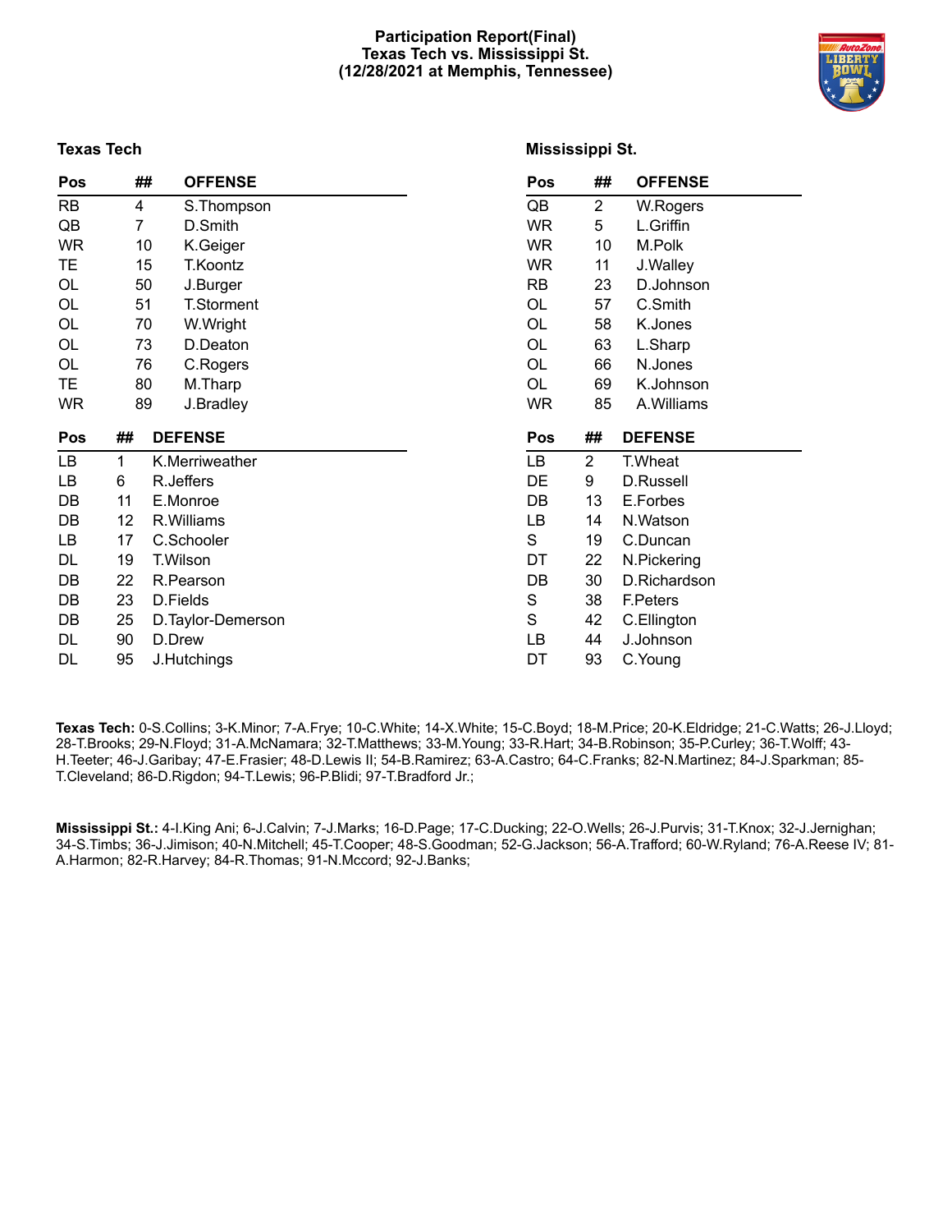# Participation Report(Final)
## Texas Tech vs. Mississippi St.
### (12/28/2021 at Memphis, Tennessee)

### Texas Tech

| Pos | ## | OFFENSE |
|---|---|---|
| RB | 4 | S.Thompson |
| QB | 7 | D.Smith |
| WR | 10 | K.Geiger |
| TE | 15 | T.Koontz |
| OL | 50 | J.Burger |
| OL | 51 | T.Storment |
| OL | 70 | W.Wright |
| OL | 73 | D.Deaton |
| OL | 76 | C.Rogers |
| TE | 80 | M.Tharp |
| WR | 89 | J.Bradley |

| Pos | ## | DEFENSE |
|---|---|---|
| LB | 1 | K.Merriweather |
| LB | 6 | R.Jeffers |
| DB | 11 | E.Monroe |
| DB | 12 | R.Williams |
| LB | 17 | C.Schooler |
| DL | 19 | T.Wilson |
| DB | 22 | R.Pearson |
| DB | 23 | D.Fields |
| DB | 25 | D.Taylor-Demerson |
| DL | 90 | D.Drew |
| DL | 95 | J.Hutchings |

### Mississippi St.

| Pos | ## | OFFENSE |
|---|---|---|
| QB | 2 | W.Rogers |
| WR | 5 | L.Griffin |
| WR | 10 | M.Polk |
| WR | 11 | J.Walley |
| RB | 23 | D.Johnson |
| OL | 57 | C.Smith |
| OL | 58 | K.Jones |
| OL | 63 | L.Sharp |
| OL | 66 | N.Jones |
| OL | 69 | K.Johnson |
| WR | 85 | A.Williams |

| Pos | ## | DEFENSE |
|---|---|---|
| LB | 2 | T.Wheat |
| DE | 9 | D.Russell |
| DB | 13 | E.Forbes |
| LB | 14 | N.Watson |
| S | 19 | C.Duncan |
| DT | 22 | N.Pickering |
| DB | 30 | D.Richardson |
| S | 38 | F.Peters |
| S | 42 | C.Ellington |
| LB | 44 | J.Johnson |
| DT | 93 | C.Young |

**Texas Tech:** 0-S.Collins; 3-K.Minor; 7-A.Frye; 10-C.White; 14-X.White; 15-C.Boyd; 18-M.Price; 20-K.Eldridge; 21-C.Watts; 26-J.Lloyd; 28-T.Brooks; 29-N.Floyd; 31-A.McNamara; 32-T.Matthews; 33-M.Young; 33-R.Hart; 34-B.Robinson; 35-P.Curley; 36-T.Wolff; 43-H.Teeter; 46-J.Garibay; 47-E.Frasier; 48-D.Lewis II; 54-B.Ramirez; 63-A.Castro; 64-C.Franks; 82-N.Martinez; 84-J.Sparkman; 85-T.Cleveland; 86-D.Rigdon; 94-T.Lewis; 96-P.Blidi; 97-T.Bradford Jr.;

**Mississippi St.:** 4-I.King Ani; 6-J.Calvin; 7-J.Marks; 16-D.Page; 17-C.Ducking; 22-O.Wells; 26-J.Purvis; 31-T.Knox; 32-J.Jernighan; 34-S.Timbs; 36-J.Jimison; 40-N.Mitchell; 45-T.Cooper; 48-S.Goodman; 52-G.Jackson; 56-A.Trafford; 60-W.Ryland; 76-A.Reese IV; 81-A.Harmon; 82-R.Harvey; 84-R.Thomas; 91-N.Mccord; 92-J.Banks;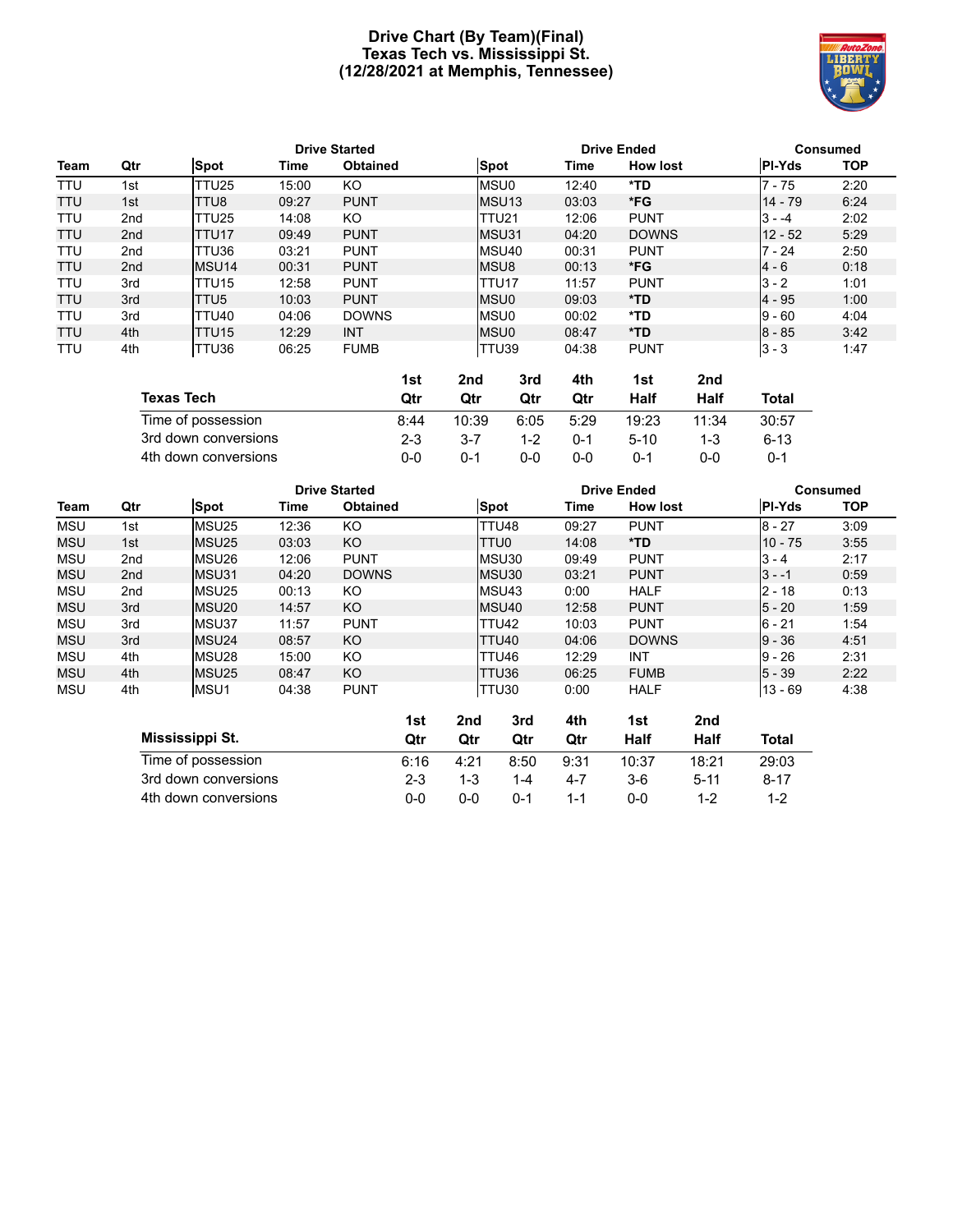# Drive Chart (By Team)(Final)
## Texas Tech vs. Mississippi St.
## (12/28/2021 at Memphis, Tennessee)

| Team | Qtr | Drive Started Spot | Drive Started Time | Drive Started Obtained | Drive Ended Spot | Drive Ended Time | Drive Ended How lost | Consumed Pl-Yds | Consumed TOP |
|---|---|---|---|---|---|---|---|---|---|
| TTU | 1st | TTU25 | 15:00 | KO | MSU0 | 12:40 | *TD | 7 - 75 | 2:20 |
| TTU | 1st | TTU8 | 09:27 | PUNT | MSU13 | 03:03 | *FG | 14 - 79 | 6:24 |
| TTU | 2nd | TTU25 | 14:08 | KO | TTU21 | 12:06 | PUNT | 3 - -4 | 2:02 |
| TTU | 2nd | TTU17 | 09:49 | PUNT | MSU31 | 04:20 | DOWNS | 12 - 52 | 5:29 |
| TTU | 2nd | TTU36 | 03:21 | PUNT | MSU40 | 00:31 | PUNT | 7 - 24 | 2:50 |
| TTU | 2nd | MSU14 | 00:31 | PUNT | MSU8 | 00:13 | *FG | 4 - 6 | 0:18 |
| TTU | 3rd | TTU15 | 12:58 | PUNT | TTU17 | 11:57 | PUNT | 3 - 2 | 1:01 |
| TTU | 3rd | TTU5 | 10:03 | PUNT | MSU0 | 09:03 | *TD | 4 - 95 | 1:00 |
| TTU | 3rd | TTU40 | 04:06 | DOWNS | MSU0 | 00:02 | *TD | 9 - 60 | 4:04 |
| TTU | 4th | TTU15 | 12:29 | INT | MSU0 | 08:47 | *TD | 8 - 85 | 3:42 |
| TTU | 4th | TTU36 | 06:25 | FUMB | TTU39 | 04:38 | PUNT | 3 - 3 | 1:47 |

| Texas Tech | 1st Qtr | 2nd Qtr | 3rd Qtr | 4th Qtr | 1st Half | 2nd Half | Total |
|---|---|---|---|---|---|---|---|
| Time of possession | 8:44 | 10:39 | 6:05 | 5:29 | 19:23 | 11:34 | 30:57 |
| 3rd down conversions | 2-3 | 3-7 | 1-2 | 0-1 | 5-10 | 1-3 | 6-13 |
| 4th down conversions | 0-0 | 0-1 | 0-0 | 0-0 | 0-1 | 0-0 | 0-1 |

| Team | Qtr | Drive Started Spot | Drive Started Time | Drive Started Obtained | Drive Ended Spot | Drive Ended Time | Drive Ended How lost | Consumed Pl-Yds | Consumed TOP |
|---|---|---|---|---|---|---|---|---|---|
| MSU | 1st | MSU25 | 12:36 | KO | TTU48 | 09:27 | PUNT | 8 - 27 | 3:09 |
| MSU | 1st | MSU25 | 03:03 | KO | TTU0 | 14:08 | *TD | 10 - 75 | 3:55 |
| MSU | 2nd | MSU26 | 12:06 | PUNT | MSU30 | 09:49 | PUNT | 3 - 4 | 2:17 |
| MSU | 2nd | MSU31 | 04:20 | DOWNS | MSU30 | 03:21 | PUNT | 3 - -1 | 0:59 |
| MSU | 2nd | MSU25 | 00:13 | KO | MSU43 | 0:00 | HALF | 2 - 18 | 0:13 |
| MSU | 3rd | MSU20 | 14:57 | KO | MSU40 | 12:58 | PUNT | 5 - 20 | 1:59 |
| MSU | 3rd | MSU37 | 11:57 | PUNT | TTU42 | 10:03 | PUNT | 6 - 21 | 1:54 |
| MSU | 3rd | MSU24 | 08:57 | KO | TTU40 | 04:06 | DOWNS | 9 - 36 | 4:51 |
| MSU | 4th | MSU28 | 15:00 | KO | TTU46 | 12:29 | INT | 9 - 26 | 2:31 |
| MSU | 4th | MSU25 | 08:47 | KO | TTU36 | 06:25 | FUMB | 5 - 39 | 2:22 |
| MSU | 4th | MSU1 | 04:38 | PUNT | TTU30 | 0:00 | HALF | 13 - 69 | 4:38 |

| Mississippi St. | 1st Qtr | 2nd Qtr | 3rd Qtr | 4th Qtr | 1st Half | 2nd Half | Total |
|---|---|---|---|---|---|---|---|
| Time of possession | 6:16 | 4:21 | 8:50 | 9:31 | 10:37 | 18:21 | 29:03 |
| 3rd down conversions | 2-3 | 1-3 | 1-4 | 4-7 | 3-6 | 5-11 | 8-17 |
| 4th down conversions | 0-0 | 0-0 | 0-1 | 1-1 | 0-0 | 1-2 | 1-2 |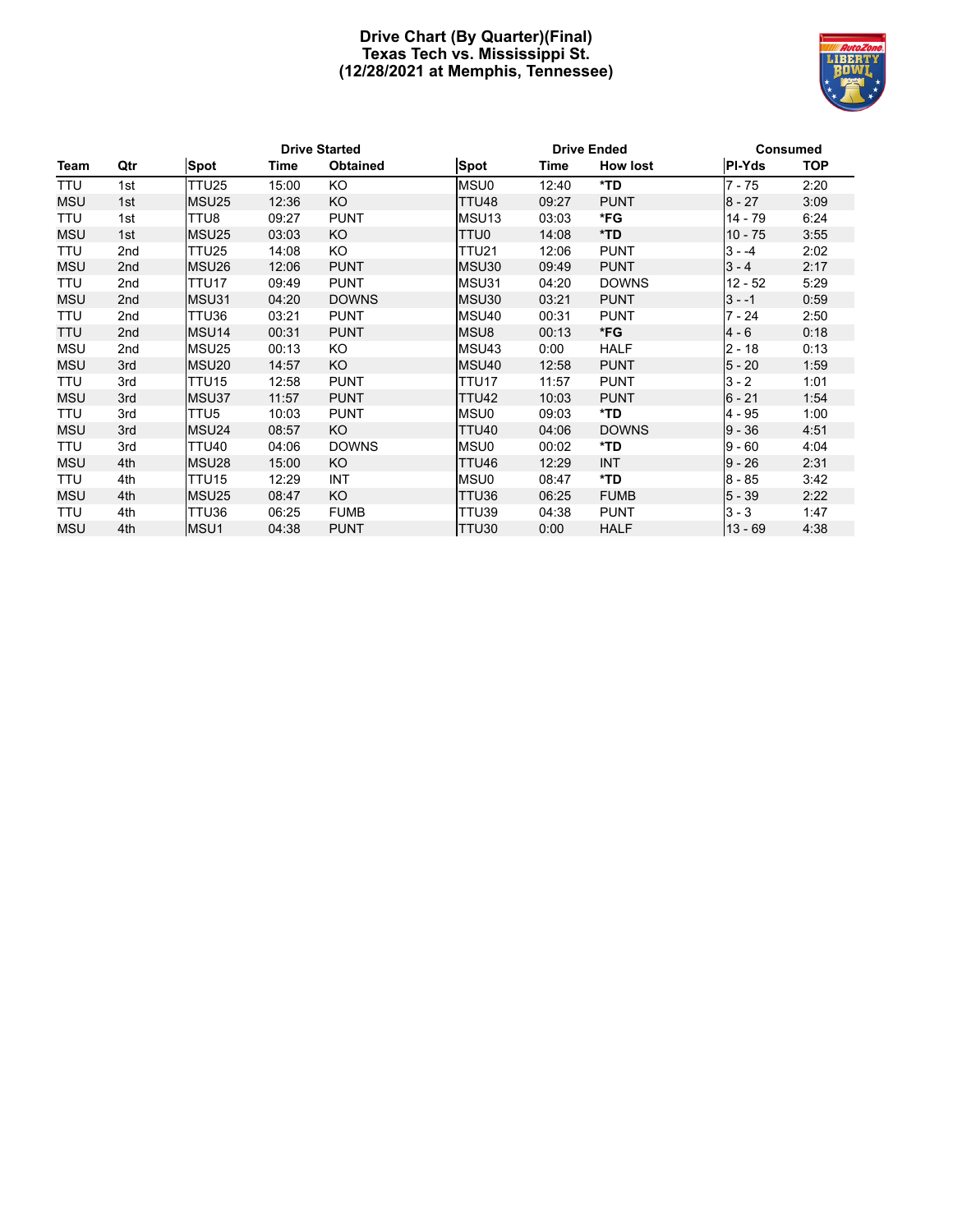# Drive Chart (By Quarter)(Final)
## Texas Tech vs. Mississippi St.
## (12/28/2021 at Memphis, Tennessee)

| | | Drive Started | | | Drive Ended | | | Consumed | |
|---|---|---|---|---|---|---|---|---|---|
| **Team** | **Qtr** | **Spot** | **Time** | **Obtained** | **Spot** | **Time** | **How lost** | **Pl-Yds** | **TOP** |
| TTU | 1st | TTU25 | 15:00 | KO | MSU0 | 12:40 | ***TD** | 7 - 75 | 2:20 |
| MSU | 1st | MSU25 | 12:36 | KO | TTU48 | 09:27 | PUNT | 8 - 27 | 3:09 |
| TTU | 1st | TTU8 | 09:27 | PUNT | MSU13 | 03:03 | ***FG** | 14 - 79 | 6:24 |
| MSU | 1st | MSU25 | 03:03 | KO | TTU0 | 14:08 | ***TD** | 10 - 75 | 3:55 |
| TTU | 2nd | TTU25 | 14:08 | KO | TTU21 | 12:06 | PUNT | 3 - -4 | 2:02 |
| MSU | 2nd | MSU26 | 12:06 | PUNT | MSU30 | 09:49 | PUNT | 3 - 4 | 2:17 |
| TTU | 2nd | TTU17 | 09:49 | PUNT | MSU31 | 04:20 | DOWNS | 12 - 52 | 5:29 |
| MSU | 2nd | MSU31 | 04:20 | DOWNS | MSU30 | 03:21 | PUNT | 3 - -1 | 0:59 |
| TTU | 2nd | TTU36 | 03:21 | PUNT | MSU40 | 00:31 | PUNT | 7 - 24 | 2:50 |
| TTU | 2nd | MSU14 | 00:31 | PUNT | MSU8 | 00:13 | ***FG** | 4 - 6 | 0:18 |
| MSU | 2nd | MSU25 | 00:13 | KO | MSU43 | 0:00 | HALF | 2 - 18 | 0:13 |
| MSU | 3rd | MSU20 | 14:57 | KO | MSU40 | 12:58 | PUNT | 5 - 20 | 1:59 |
| TTU | 3rd | TTU15 | 12:58 | PUNT | TTU17 | 11:57 | PUNT | 3 - 2 | 1:01 |
| MSU | 3rd | MSU37 | 11:57 | PUNT | TTU42 | 10:03 | PUNT | 6 - 21 | 1:54 |
| TTU | 3rd | TTU5 | 10:03 | PUNT | MSU0 | 09:03 | ***TD** | 4 - 95 | 1:00 |
| MSU | 3rd | MSU24 | 08:57 | KO | TTU40 | 04:06 | DOWNS | 9 - 36 | 4:51 |
| TTU | 3rd | TTU40 | 04:06 | DOWNS | MSU0 | 00:02 | ***TD** | 9 - 60 | 4:04 |
| MSU | 4th | MSU28 | 15:00 | KO | TTU46 | 12:29 | INT | 9 - 26 | 2:31 |
| TTU | 4th | TTU15 | 12:29 | INT | MSU0 | 08:47 | ***TD** | 8 - 85 | 3:42 |
| MSU | 4th | MSU25 | 08:47 | KO | TTU36 | 06:25 | FUMB | 5 - 39 | 2:22 |
| TTU | 4th | TTU36 | 06:25 | FUMB | TTU39 | 04:38 | PUNT | 3 - 3 | 1:47 |
| MSU | 4th | MSU1 | 04:38 | PUNT | TTU30 | 0:00 | HALF | 13 - 69 | 4:38 |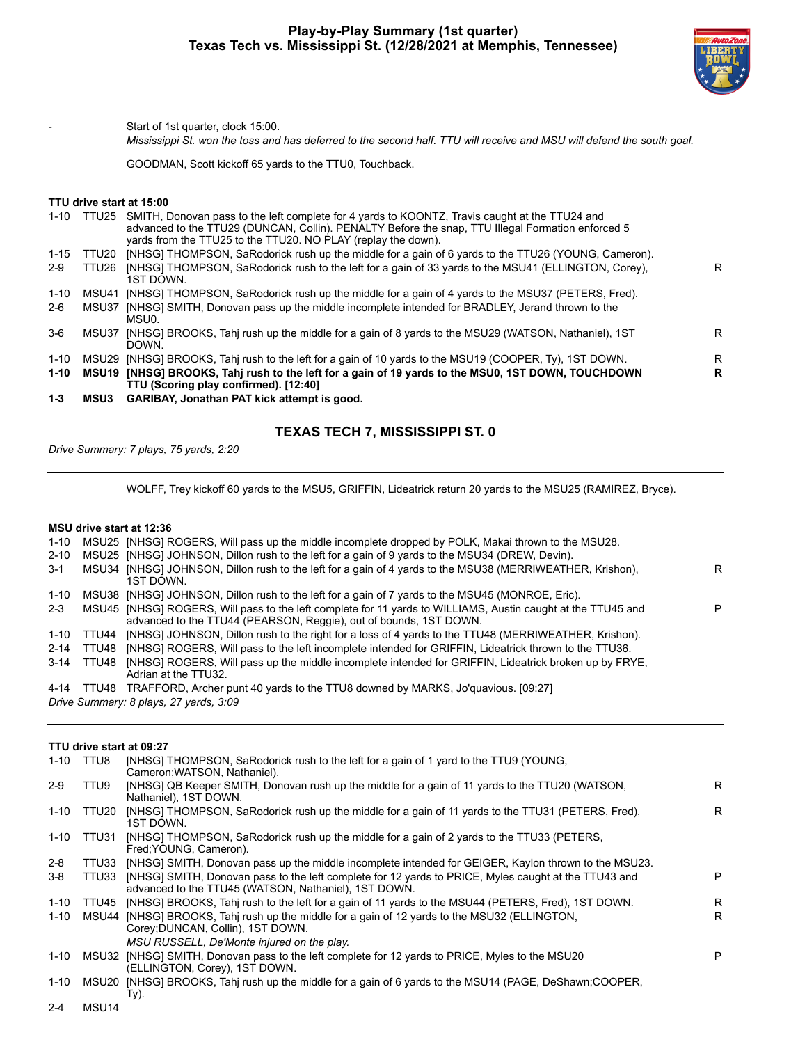## Play-by-Play Summary (1st quarter)
## Texas Tech vs. Mississippi St. (12/28/2021 at Memphis, Tennessee)

\- Start of 1st quarter, clock 15:00.

*Mississippi St. won the toss and has deferred to the second half. TTU will receive and MSU will defend the south goal.*

GOODMAN, Scott kickoff 65 yards to the TTU0, Touchback.

**TTU drive start at 15:00**

| Down | Spot | Play | |
|---|---|---|---|
| 1-10 | TTU25 | SMITH, Donovan pass to the left complete for 4 yards to KOONTZ, Travis caught at the TTU24 and advanced to the TTU29 (DUNCAN, Collin). PENALTY Before the snap, TTU Illegal Formation enforced 5 yards from the TTU25 to the TTU20. NO PLAY (replay the down). | |
| 1-15 | TTU20 | [NHSG] THOMPSON, SaRodorick rush up the middle for a gain of 6 yards to the TTU26 (YOUNG, Cameron). | |
| 2-9 | TTU26 | [NHSG] THOMPSON, SaRodorick rush to the left for a gain of 33 yards to the MSU41 (ELLINGTON, Corey), 1ST DOWN. | R |
| 1-10 | MSU41 | [NHSG] THOMPSON, SaRodorick rush up the middle for a gain of 4 yards to the MSU37 (PETERS, Fred). | |
| 2-6 | MSU37 | [NHSG] SMITH, Donovan pass up the middle incomplete intended for BRADLEY, Jerand thrown to the MSU0. | |
| 3-6 | MSU37 | [NHSG] BROOKS, Tahj rush up the middle for a gain of 8 yards to the MSU29 (WATSON, Nathaniel), 1ST DOWN. | R |
| 1-10 | MSU29 | [NHSG] BROOKS, Tahj rush to the left for a gain of 10 yards to the MSU19 (COOPER, Ty), 1ST DOWN. | R |
| **1-10** | **MSU19** | **[NHSG] BROOKS, Tahj rush to the left for a gain of 19 yards to the MSU0, 1ST DOWN, TOUCHDOWN TTU (Scoring play confirmed). [12:40]** | **R** |
| **1-3** | **MSU3** | **GARIBAY, Jonathan PAT kick attempt is good.** | |

### TEXAS TECH 7, MISSISSIPPI ST. 0

*Drive Summary: 7 plays, 75 yards, 2:20*

---

WOLFF, Trey kickoff 60 yards to the MSU5, GRIFFIN, Lideatrick return 20 yards to the MSU25 (RAMIREZ, Bryce).

**MSU drive start at 12:36**

| Down | Spot | Play | |
|---|---|---|---|
| 1-10 | MSU25 | [NHSG] ROGERS, Will pass up the middle incomplete dropped by POLK, Makai thrown to the MSU28. | |
| 2-10 | MSU25 | [NHSG] JOHNSON, Dillon rush to the left for a gain of 9 yards to the MSU34 (DREW, Devin). | |
| 3-1 | MSU34 | [NHSG] JOHNSON, Dillon rush to the left for a gain of 4 yards to the MSU38 (MERRIWEATHER, Krishon), 1ST DOWN. | R |
| 1-10 | MSU38 | [NHSG] JOHNSON, Dillon rush to the left for a gain of 7 yards to the MSU45 (MONROE, Eric). | |
| 2-3 | MSU45 | [NHSG] ROGERS, Will pass to the left complete for 11 yards to WILLIAMS, Austin caught at the TTU45 and advanced to the TTU44 (PEARSON, Reggie), out of bounds, 1ST DOWN. | P |
| 1-10 | TTU44 | [NHSG] JOHNSON, Dillon rush to the right for a loss of 4 yards to the TTU48 (MERRIWEATHER, Krishon). | |
| 2-14 | TTU48 | [NHSG] ROGERS, Will pass to the left incomplete intended for GRIFFIN, Lideatrick thrown to the TTU36. | |
| 3-14 | TTU48 | [NHSG] ROGERS, Will pass up the middle incomplete intended for GRIFFIN, Lideatrick broken up by FRYE, Adrian at the TTU32. | |
| 4-14 | TTU48 | TRAFFORD, Archer punt 40 yards to the TTU8 downed by MARKS, Jo'quavious. [09:27] | |

*Drive Summary: 8 plays, 27 yards, 3:09*

---

**TTU drive start at 09:27**

| Down | Spot | Play | |
|---|---|---|---|
| 1-10 | TTU8 | [NHSG] THOMPSON, SaRodorick rush to the left for a gain of 1 yard to the TTU9 (YOUNG, Cameron;WATSON, Nathaniel). | |
| 2-9 | TTU9 | [NHSG] QB Keeper SMITH, Donovan rush up the middle for a gain of 11 yards to the TTU20 (WATSON, Nathaniel), 1ST DOWN. | R |
| 1-10 | TTU20 | [NHSG] THOMPSON, SaRodorick rush up the middle for a gain of 11 yards to the TTU31 (PETERS, Fred), 1ST DOWN. | R |
| 1-10 | TTU31 | [NHSG] THOMPSON, SaRodorick rush up the middle for a gain of 2 yards to the TTU33 (PETERS, Fred;YOUNG, Cameron). | |
| 2-8 | TTU33 | [NHSG] SMITH, Donovan pass up the middle incomplete intended for GEIGER, Kaylon thrown to the MSU23. | |
| 3-8 | TTU33 | [NHSG] SMITH, Donovan pass to the left complete for 12 yards to PRICE, Myles caught at the TTU43 and advanced to the TTU45 (WATSON, Nathaniel), 1ST DOWN. | P |
| 1-10 | TTU45 | [NHSG] BROOKS, Tahj rush to the left for a gain of 11 yards to the MSU44 (PETERS, Fred), 1ST DOWN. | R |
| 1-10 | MSU44 | [NHSG] BROOKS, Tahj rush up the middle for a gain of 12 yards to the MSU32 (ELLINGTON, Corey;DUNCAN, Collin), 1ST DOWN. *MSU RUSSELL, De'Monte injured on the play.* | R |
| 1-10 | MSU32 | [NHSG] SMITH, Donovan pass to the left complete for 12 yards to PRICE, Myles to the MSU20 (ELLINGTON, Corey), 1ST DOWN. | P |
| 1-10 | MSU20 | [NHSG] BROOKS, Tahj rush up the middle for a gain of 6 yards to the MSU14 (PAGE, DeShawn;COOPER, Ty). | |
| 2-4 | MSU14 | | |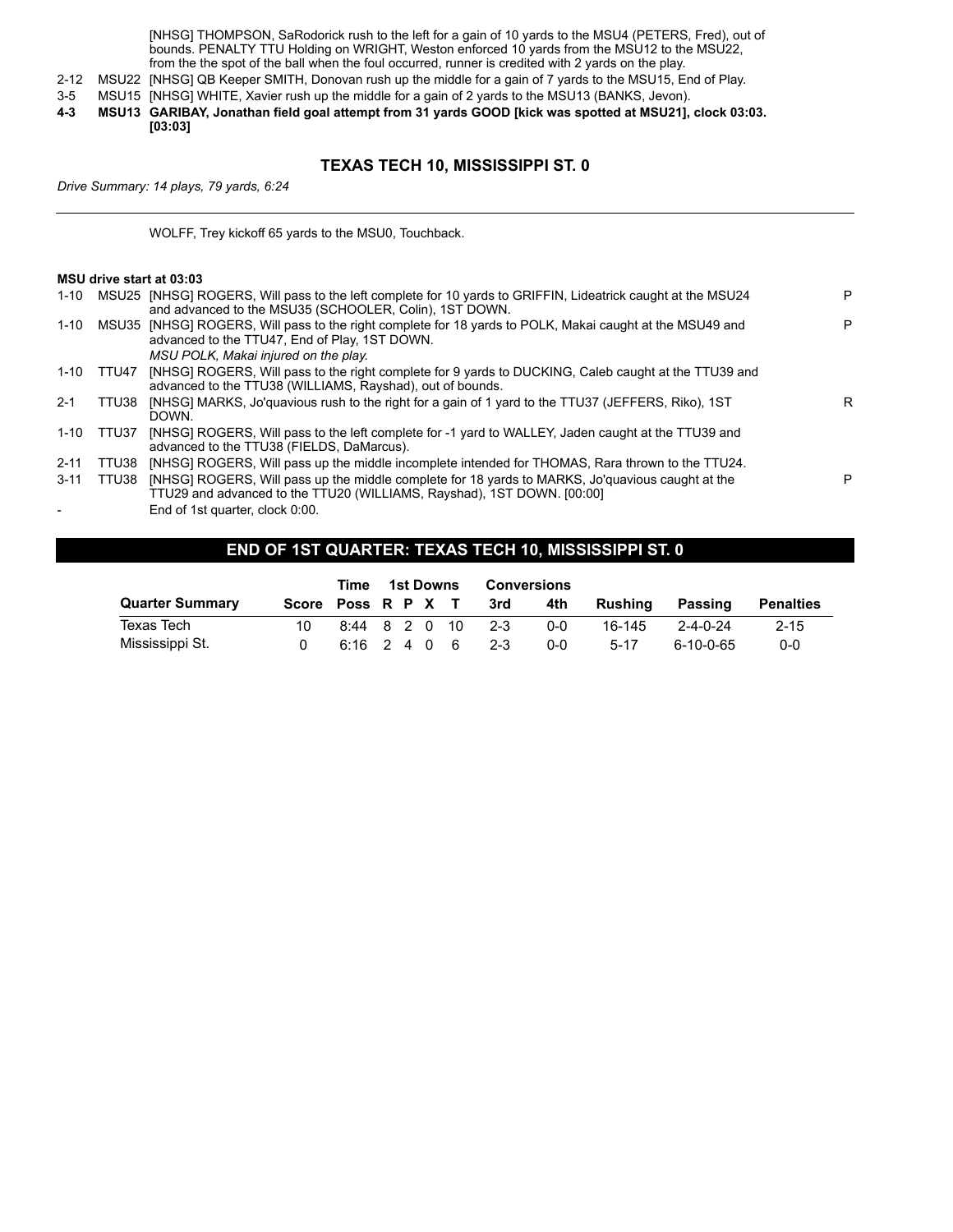| | | | |
|---|---|---|---|
| | | [NHSG] THOMPSON, SaRodorick rush to the left for a gain of 10 yards to the MSU4 (PETERS, Fred), out of bounds. PENALTY TTU Holding on WRIGHT, Weston enforced 10 yards from the MSU12 to the MSU22, from the the spot of the ball when the foul occurred, runner is credited with 2 yards on the play. | |
| 2-12 | MSU22 | [NHSG] QB Keeper SMITH, Donovan rush up the middle for a gain of 7 yards to the MSU15, End of Play. | |
| 3-5 | MSU15 | [NHSG] WHITE, Xavier rush up the middle for a gain of 2 yards to the MSU13 (BANKS, Jevon). | |
| **4-3** | **MSU13** | **GARIBAY, Jonathan field goal attempt from 31 yards GOOD [kick was spotted at MSU21], clock 03:03. [03:03]** | |

### TEXAS TECH 10, MISSISSIPPI ST. 0

*Drive Summary: 14 plays, 79 yards, 6:24*

---

WOLFF, Trey kickoff 65 yards to the MSU0, Touchback.

**MSU drive start at 03:03**

| | | | |
|---|---|---|---|
| 1-10 | MSU25 | [NHSG] ROGERS, Will pass to the left complete for 10 yards to GRIFFIN, Lideatrick caught at the MSU24 and advanced to the MSU35 (SCHOOLER, Colin), 1ST DOWN. | P |
| 1-10 | MSU35 | [NHSG] ROGERS, Will pass to the right complete for 18 yards to POLK, Makai caught at the MSU49 and advanced to the TTU47, End of Play, 1ST DOWN. *MSU POLK, Makai injured on the play.* | P |
| 1-10 | TTU47 | [NHSG] ROGERS, Will pass to the right complete for 9 yards to DUCKING, Caleb caught at the TTU39 and advanced to the TTU38 (WILLIAMS, Rayshad), out of bounds. | |
| 2-1 | TTU38 | [NHSG] MARKS, Jo'quavious rush to the right for a gain of 1 yard to the TTU37 (JEFFERS, Riko), 1ST DOWN. | R |
| 1-10 | TTU37 | [NHSG] ROGERS, Will pass to the left complete for -1 yard to WALLEY, Jaden caught at the TTU39 and advanced to the TTU38 (FIELDS, DaMarcus). | |
| 2-11 | TTU38 | [NHSG] ROGERS, Will pass up the middle incomplete intended for THOMAS, Rara thrown to the TTU24. | |
| 3-11 | TTU38 | [NHSG] ROGERS, Will pass up the middle complete for 18 yards to MARKS, Jo'quavious caught at the TTU29 and advanced to the TTU20 (WILLIAMS, Rayshad), 1ST DOWN. [00:00] | P |
| - | | End of 1st quarter, clock 0:00. | |

## END OF 1ST QUARTER: TEXAS TECH 10, MISSISSIPPI ST. 0

| Quarter Summary | Score | Time Poss | 1st Downs R | P | X | T | Conversions 3rd | 4th | Rushing | Passing | Penalties |
|---|---|---|---|---|---|---|---|---|---|---|---|
| Texas Tech | 10 | 8:44 | 8 | 2 | 0 | 10 | 2-3 | 0-0 | 16-145 | 2-4-0-24 | 2-15 |
| Mississippi St. | 0 | 6:16 | 2 | 4 | 0 | 6 | 2-3 | 0-0 | 5-17 | 6-10-0-65 | 0-0 |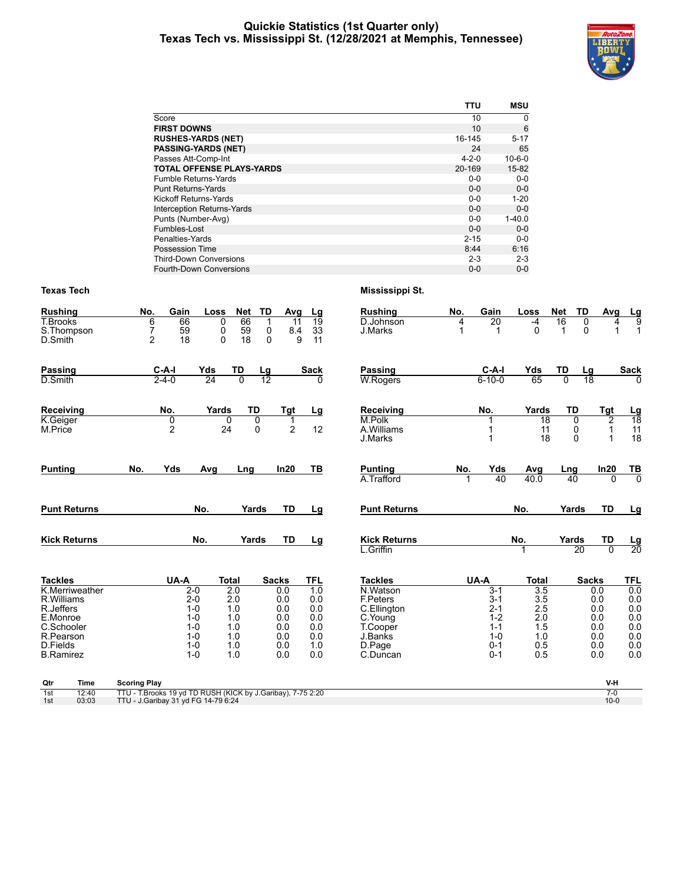# Quickie Statistics (1st Quarter only)
## Texas Tech vs. Mississippi St. (12/28/2021 at Memphis, Tennessee)

| | TTU | MSU |
|---|---|---|
| Score | 10 | 0 |
| **FIRST DOWNS** | 10 | 6 |
| **RUSHES-YARDS (NET)** | 16-145 | 5-17 |
| **PASSING-YARDS (NET)** | 24 | 65 |
| Passes Att-Comp-Int | 4-2-0 | 10-6-0 |
| **TOTAL OFFENSE PLAYS-YARDS** | 20-169 | 15-82 |
| Fumble Returns-Yards | 0-0 | 0-0 |
| Punt Returns-Yards | 0-0 | 0-0 |
| Kickoff Returns-Yards | 0-0 | 1-20 |
| Interception Returns-Yards | 0-0 | 0-0 |
| Punts (Number-Avg) | 0-0 | 1-40.0 |
| Fumbles-Lost | 0-0 | 0-0 |
| Penalties-Yards | 2-15 | 0-0 |
| Possession Time | 8:44 | 6:16 |
| Third-Down Conversions | 2-3 | 2-3 |
| Fourth-Down Conversions | 0-0 | 0-0 |

### Texas Tech

| Rushing | No. | Gain | Loss | Net | TD | Avg | Lg |
|---|---|---|---|---|---|---|---|
| T.Brooks | 6 | 66 | 0 | 66 | 1 | 11 | 19 |
| S.Thompson | 7 | 59 | 0 | 59 | 0 | 8.4 | 33 |
| D.Smith | 2 | 18 | 0 | 18 | 0 | 9 | 11 |

| Passing | C-A-I | Yds | TD | Lg | Sack |
|---|---|---|---|---|---|
| D.Smith | 2-4-0 | 24 | 0 | 12 | 0 |

| Receiving | No. | Yards | TD | Tgt | Lg |
|---|---|---|---|---|---|
| K.Geiger | 0 | 0 | 0 | 1 | |
| M.Price | 2 | 24 | 0 | 2 | 12 |

| Punting | No. | Yds | Avg | Lng | In20 | TB |
|---|---|---|---|---|---|---|

| Punt Returns | No. | Yards | TD | Lg |
|---|---|---|---|---|

| Kick Returns | No. | Yards | TD | Lg |
|---|---|---|---|---|

| Tackles | UA-A | Total | Sacks | TFL |
|---|---|---|---|---|
| K.Merriweather | 2-0 | 2.0 | 0.0 | 1.0 |
| R.Williams | 2-0 | 2.0 | 0.0 | 0.0 |
| R.Jeffers | 1-0 | 1.0 | 0.0 | 0.0 |
| E.Monroe | 1-0 | 1.0 | 0.0 | 0.0 |
| C.Schooler | 1-0 | 1.0 | 0.0 | 0.0 |
| R.Pearson | 1-0 | 1.0 | 0.0 | 0.0 |
| D.Fields | 1-0 | 1.0 | 0.0 | 1.0 |
| B.Ramirez | 1-0 | 1.0 | 0.0 | 0.0 |

### Mississippi St.

| Rushing | No. | Gain | Loss | Net | TD | Avg | Lg |
|---|---|---|---|---|---|---|---|
| D.Johnson | 4 | 20 | -4 | 16 | 0 | 4 | 9 |
| J.Marks | 1 | 1 | 0 | 1 | 0 | 1 | 1 |

| Passing | C-A-I | Yds | TD | Lg | Sack |
|---|---|---|---|---|---|
| W.Rogers | 6-10-0 | 65 | 0 | 18 | 0 |

| Receiving | No. | Yards | TD | Tgt | Lg |
|---|---|---|---|---|---|
| M.Polk | 1 | 18 | 0 | 2 | 18 |
| A.Williams | 1 | 11 | 0 | 1 | 11 |
| J.Marks | 1 | 18 | 0 | 1 | 18 |

| Punting | No. | Yds | Avg | Lng | In20 | TB |
|---|---|---|---|---|---|---|
| A.Trafford | 1 | 40 | 40.0 | 40 | 0 | 0 |

| Punt Returns | No. | Yards | TD | Lg |
|---|---|---|---|---|

| Kick Returns | No. | Yards | TD | Lg |
|---|---|---|---|---|
| L.Griffin | 1 | 20 | 0 | 20 |

| Tackles | UA-A | Total | Sacks | TFL |
|---|---|---|---|---|
| N.Watson | 3-1 | 3.5 | 0.0 | 0.0 |
| F.Peters | 3-1 | 3.5 | 0.0 | 0.0 |
| C.Ellington | 2-1 | 2.5 | 0.0 | 0.0 |
| C.Young | 1-2 | 2.0 | 0.0 | 0.0 |
| T.Cooper | 1-1 | 1.5 | 0.0 | 0.0 |
| J.Banks | 1-0 | 1.0 | 0.0 | 0.0 |
| D.Page | 0-1 | 0.5 | 0.0 | 0.0 |
| C.Duncan | 0-1 | 0.5 | 0.0 | 0.0 |

| Qtr | Time | Scoring Play | V-H |
|---|---|---|---|
| 1st | 12:40 | TTU - T.Brooks 19 yd TD RUSH (KICK by J.Garibay), 7-75 2:20 | 7-0 |
| 1st | 03:03 | TTU - J.Garibay 31 yd FG 14-79 6:24 | 10-0 |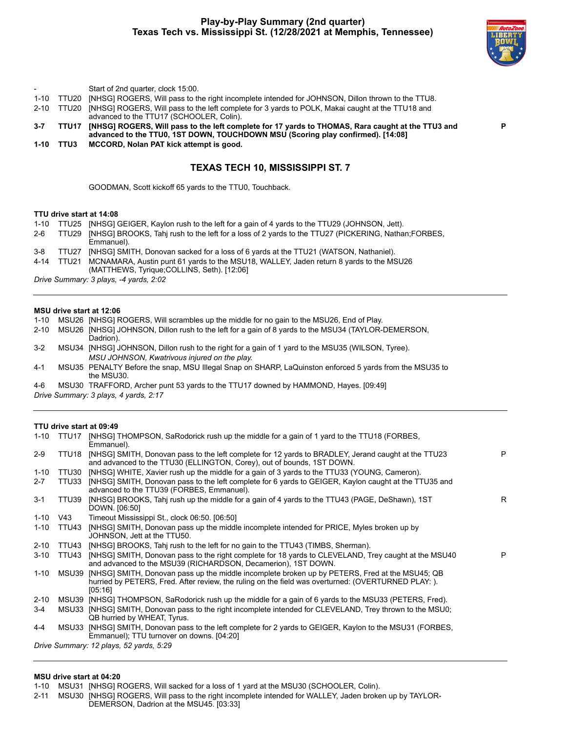## Play-by-Play Summary (2nd quarter)
## Texas Tech vs. Mississippi St. (12/28/2021 at Memphis, Tennessee)

| | | | |
|---|---|---|---|
| - | | Start of 2nd quarter, clock 15:00. | |
| 1-10 | TTU20 | [NHSG] ROGERS, Will pass to the right incomplete intended for JOHNSON, Dillon thrown to the TTU8. | |
| 2-10 | TTU20 | [NHSG] ROGERS, Will pass to the left complete for 3 yards to POLK, Makai caught at the TTU18 and advanced to the TTU17 (SCHOOLER, Colin). | |
| **3-7** | **TTU17** | **[NHSG] ROGERS, Will pass to the left complete for 17 yards to THOMAS, Rara caught at the TTU3 and advanced to the TTU0, 1ST DOWN, TOUCHDOWN MSU (Scoring play confirmed). [14:08]** | **P** |
| **1-10** | **TTU3** | **MCCORD, Nolan PAT kick attempt is good.** | |

### TEXAS TECH 10, MISSISSIPPI ST. 7

GOODMAN, Scott kickoff 65 yards to the TTU0, Touchback.

**TTU drive start at 14:08**

| | | | |
|---|---|---|---|
| 1-10 | TTU25 | [NHSG] GEIGER, Kaylon rush to the left for a gain of 4 yards to the TTU29 (JOHNSON, Jett). | |
| 2-6 | TTU29 | [NHSG] BROOKS, Tahj rush to the left for a loss of 2 yards to the TTU27 (PICKERING, Nathan;FORBES, Emmanuel). | |
| 3-8 | TTU27 | [NHSG] SMITH, Donovan sacked for a loss of 6 yards at the TTU21 (WATSON, Nathaniel). | |
| 4-14 | TTU21 | MCNAMARA, Austin punt 61 yards to the MSU18, WALLEY, Jaden return 8 yards to the MSU26 (MATTHEWS, Tyrique;COLLINS, Seth). [12:06] | |

*Drive Summary: 3 plays, -4 yards, 2:02*

---

**MSU drive start at 12:06**

| | | | |
|---|---|---|---|
| 1-10 | MSU26 | [NHSG] ROGERS, Will scrambles up the middle for no gain to the MSU26, End of Play. | |
| 2-10 | MSU26 | [NHSG] JOHNSON, Dillon rush to the left for a gain of 8 yards to the MSU34 (TAYLOR-DEMERSON, Dadrion). | |
| 3-2 | MSU34 | [NHSG] JOHNSON, Dillon rush to the right for a gain of 1 yard to the MSU35 (WILSON, Tyree). *MSU JOHNSON, Kwatrivous injured on the play.* | |
| 4-1 | MSU35 | PENALTY Before the snap, MSU Illegal Snap on SHARP, LaQuinston enforced 5 yards from the MSU35 to the MSU30. | |
| 4-6 | MSU30 | TRAFFORD, Archer punt 53 yards to the TTU17 downed by HAMMOND, Hayes. [09:49] | |

*Drive Summary: 3 plays, 4 yards, 2:17*

---

**TTU drive start at 09:49**

| | | | |
|---|---|---|---|
| 1-10 | TTU17 | [NHSG] THOMPSON, SaRodorick rush up the middle for a gain of 1 yard to the TTU18 (FORBES, Emmanuel). | |
| 2-9 | TTU18 | [NHSG] SMITH, Donovan pass to the left complete for 12 yards to BRADLEY, Jerand caught at the TTU23 and advanced to the TTU30 (ELLINGTON, Corey), out of bounds, 1ST DOWN. | P |
| 1-10 | TTU30 | [NHSG] WHITE, Xavier rush up the middle for a gain of 3 yards to the TTU33 (YOUNG, Cameron). | |
| 2-7 | TTU33 | [NHSG] SMITH, Donovan pass to the left complete for 6 yards to GEIGER, Kaylon caught at the TTU35 and advanced to the TTU39 (FORBES, Emmanuel). | |
| 3-1 | TTU39 | [NHSG] BROOKS, Tahj rush up the middle for a gain of 4 yards to the TTU43 (PAGE, DeShawn), 1ST DOWN. [06:50] | R |
| 1-10 | V43 | Timeout Mississippi St., clock 06:50. [06:50] | |
| 1-10 | TTU43 | [NHSG] SMITH, Donovan pass up the middle incomplete intended for PRICE, Myles broken up by JOHNSON, Jett at the TTU50. | |
| 2-10 | TTU43 | [NHSG] BROOKS, Tahj rush to the left for no gain to the TTU43 (TIMBS, Sherman). | |
| 3-10 | TTU43 | [NHSG] SMITH, Donovan pass to the right complete for 18 yards to CLEVELAND, Trey caught at the MSU40 and advanced to the MSU39 (RICHARDSON, Decamerion), 1ST DOWN. | P |
| 1-10 | MSU39 | [NHSG] SMITH, Donovan pass up the middle incomplete broken up by PETERS, Fred at the MSU45; QB hurried by PETERS, Fred. After review, the ruling on the field was overturned: (OVERTURNED PLAY: ). [05:16] | |
| 2-10 | MSU39 | [NHSG] THOMPSON, SaRodorick rush up the middle for a gain of 6 yards to the MSU33 (PETERS, Fred). | |
| 3-4 | MSU33 | [NHSG] SMITH, Donovan pass to the right incomplete intended for CLEVELAND, Trey thrown to the MSU0; QB hurried by WHEAT, Tyrus. | |
| 4-4 | MSU33 | [NHSG] SMITH, Donovan pass to the left complete for 2 yards to GEIGER, Kaylon to the MSU31 (FORBES, Emmanuel); TTU turnover on downs. [04:20] | |

*Drive Summary: 12 plays, 52 yards, 5:29*

---

**MSU drive start at 04:20**

| | | | |
|---|---|---|---|
| 1-10 | MSU31 | [NHSG] ROGERS, Will sacked for a loss of 1 yard at the MSU30 (SCHOOLER, Colin). | |
| 2-11 | MSU30 | [NHSG] ROGERS, Will pass to the right incomplete intended for WALLEY, Jaden broken up by TAYLOR-DEMERSON, Dadrion at the MSU45. [03:33] | |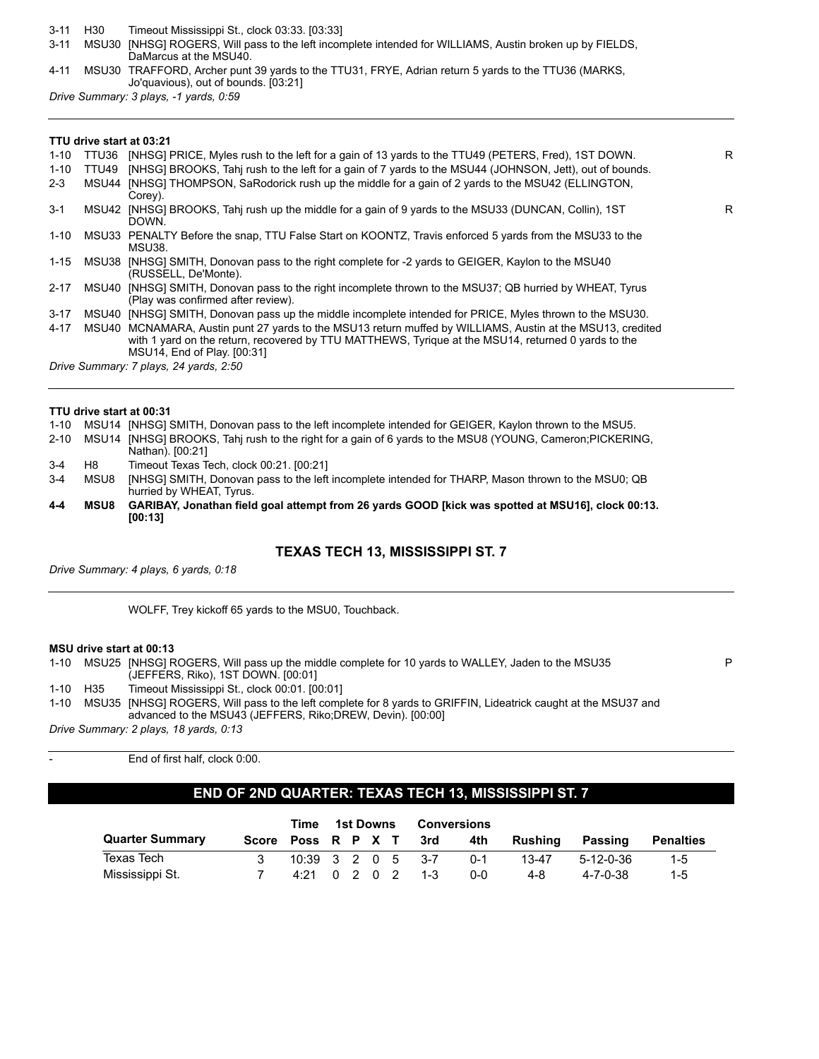| | | | |
|---|---|---|---|
| 3-11 | H30 | Timeout Mississippi St., clock 03:33. [03:33] | |
| 3-11 | MSU30 | [NHSG] ROGERS, Will pass to the left incomplete intended for WILLIAMS, Austin broken up by FIELDS, DaMarcus at the MSU40. | |
| 4-11 | MSU30 | TRAFFORD, Archer punt 39 yards to the TTU31, FRYE, Adrian return 5 yards to the TTU36 (MARKS, Jo'quavious), out of bounds. [03:21] | |

*Drive Summary: 3 plays, -1 yards, 0:59*

---

**TTU drive start at 03:21**

| | | | |
|---|---|---|---|
| 1-10 | TTU36 | [NHSG] PRICE, Myles rush to the left for a gain of 13 yards to the TTU49 (PETERS, Fred), 1ST DOWN. | R |
| 1-10 | TTU49 | [NHSG] BROOKS, Tahj rush to the left for a gain of 7 yards to the MSU44 (JOHNSON, Jett), out of bounds. | |
| 2-3 | MSU44 | [NHSG] THOMPSON, SaRodorick rush up the middle for a gain of 2 yards to the MSU42 (ELLINGTON, Corey). | |
| 3-1 | MSU42 | [NHSG] BROOKS, Tahj rush up the middle for a gain of 9 yards to the MSU33 (DUNCAN, Collin), 1ST DOWN. | R |
| 1-10 | MSU33 | PENALTY Before the snap, TTU False Start on KOONTZ, Travis enforced 5 yards from the MSU33 to the MSU38. | |
| 1-15 | MSU38 | [NHSG] SMITH, Donovan pass to the right complete for -2 yards to GEIGER, Kaylon to the MSU40 (RUSSELL, De'Monte). | |
| 2-17 | MSU40 | [NHSG] SMITH, Donovan pass to the right incomplete thrown to the MSU37; QB hurried by WHEAT, Tyrus (Play was confirmed after review). | |
| 3-17 | MSU40 | [NHSG] SMITH, Donovan pass up the middle incomplete intended for PRICE, Myles thrown to the MSU30. | |
| 4-17 | MSU40 | MCNAMARA, Austin punt 27 yards to the MSU13 return muffed by WILLIAMS, Austin at the MSU13, credited with 1 yard on the return, recovered by TTU MATTHEWS, Tyrique at the MSU14, returned 0 yards to the MSU14, End of Play. [00:31] | |

*Drive Summary: 7 plays, 24 yards, 2:50*

---

**TTU drive start at 00:31**

| | | | |
|---|---|---|---|
| 1-10 | MSU14 | [NHSG] SMITH, Donovan pass to the left incomplete intended for GEIGER, Kaylon thrown to the MSU5. | |
| 2-10 | MSU14 | [NHSG] BROOKS, Tahj rush to the right for a gain of 6 yards to the MSU8 (YOUNG, Cameron;PICKERING, Nathan). [00:21] | |
| 3-4 | H8 | Timeout Texas Tech, clock 00:21. [00:21] | |
| 3-4 | MSU8 | [NHSG] SMITH, Donovan pass to the left incomplete intended for THARP, Mason thrown to the MSU0; QB hurried by WHEAT, Tyrus. | |
| **4-4** | **MSU8** | **GARIBAY, Jonathan field goal attempt from 26 yards GOOD [kick was spotted at MSU16], clock 00:13. [00:13]** | |

### TEXAS TECH 13, MISSISSIPPI ST. 7

*Drive Summary: 4 plays, 6 yards, 0:18*

---

WOLFF, Trey kickoff 65 yards to the MSU0, Touchback.

**MSU drive start at 00:13**

| | | | |
|---|---|---|---|
| 1-10 | MSU25 | [NHSG] ROGERS, Will pass up the middle complete for 10 yards to WALLEY, Jaden to the MSU35 (JEFFERS, Riko), 1ST DOWN. [00:01] | P |
| 1-10 | H35 | Timeout Mississippi St., clock 00:01. [00:01] | |
| 1-10 | MSU35 | [NHSG] ROGERS, Will pass to the left complete for 8 yards to GRIFFIN, Lideatrick caught at the MSU37 and advanced to the MSU43 (JEFFERS, Riko;DREW, Devin). [00:00] | |

*Drive Summary: 2 plays, 18 yards, 0:13*

---

\- End of first half, clock 0:00.

## END OF 2ND QUARTER: TEXAS TECH 13, MISSISSIPPI ST. 7

| | | Time | 1st Downs | | | | Conversions | | | | |
|---|---|---|---|---|---|---|---|---|---|---|---|
| **Quarter Summary** | **Score** | **Poss** | **R** | **P** | **X** | **T** | **3rd** | **4th** | **Rushing** | **Passing** | **Penalties** |
| Texas Tech | 3 | 10:39 | 3 | 2 | 0 | 5 | 3-7 | 0-1 | 13-47 | 5-12-0-36 | 1-5 |
| Mississippi St. | 7 | 4:21 | 0 | 2 | 0 | 2 | 1-3 | 0-0 | 4-8 | 4-7-0-38 | 1-5 |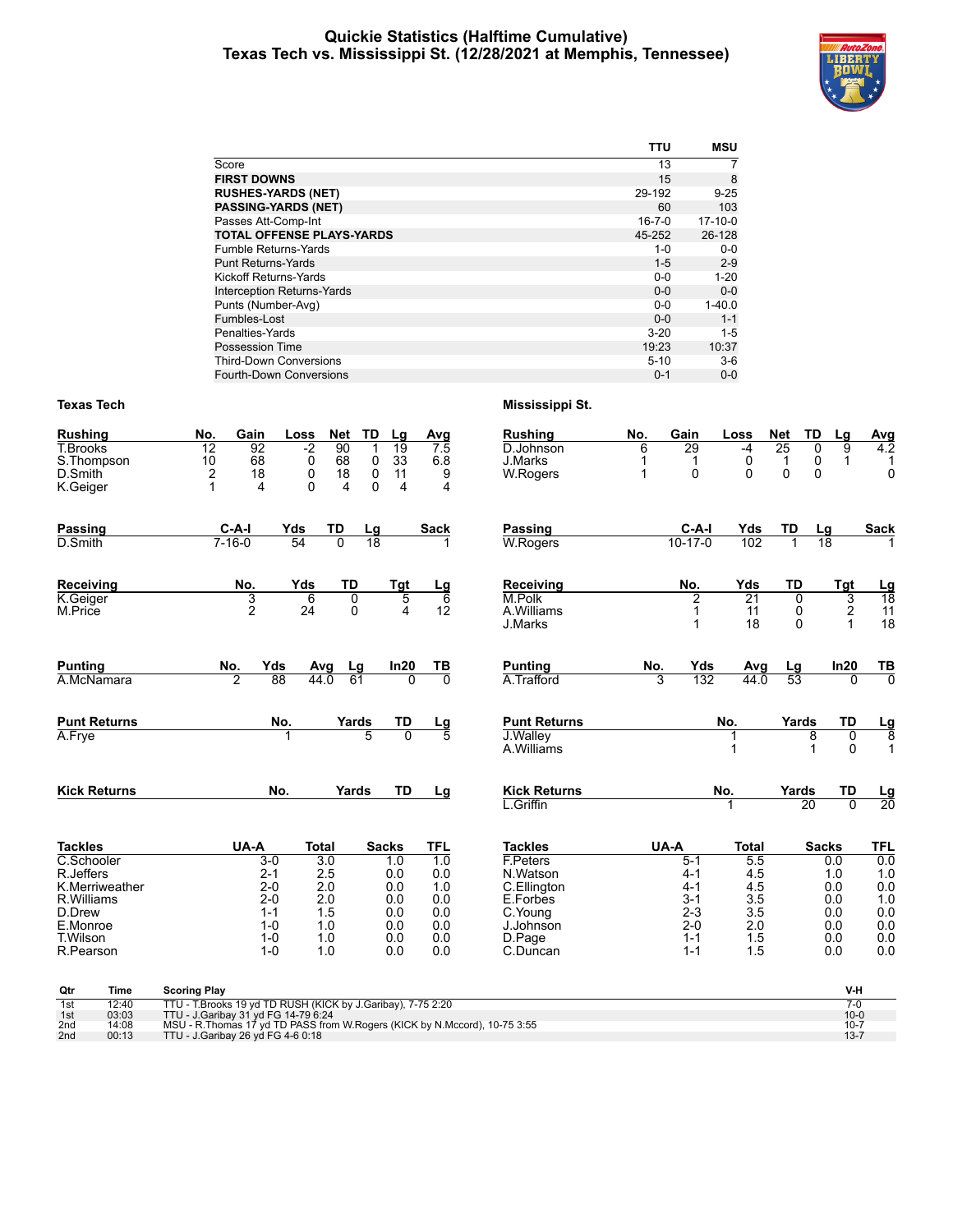# Quickie Statistics (Halftime Cumulative)
## Texas Tech vs. Mississippi St. (12/28/2021 at Memphis, Tennessee)

| | TTU | MSU |
|---|---|---|
| Score | 13 | 7 |
| **FIRST DOWNS** | 15 | 8 |
| **RUSHES-YARDS (NET)** | 29-192 | 9-25 |
| **PASSING-YARDS (NET)** | 60 | 103 |
| Passes Att-Comp-Int | 16-7-0 | 17-10-0 |
| **TOTAL OFFENSE PLAYS-YARDS** | 45-252 | 26-128 |
| Fumble Returns-Yards | 1-0 | 0-0 |
| Punt Returns-Yards | 1-5 | 2-9 |
| Kickoff Returns-Yards | 0-0 | 1-20 |
| Interception Returns-Yards | 0-0 | 0-0 |
| Punts (Number-Avg) | 0-0 | 1-40.0 |
| Fumbles-Lost | 0-0 | 1-1 |
| Penalties-Yards | 3-20 | 1-5 |
| Possession Time | 19:23 | 10:37 |
| Third-Down Conversions | 5-10 | 3-6 |
| Fourth-Down Conversions | 0-1 | 0-0 |

### Texas Tech

| Rushing | No. | Gain | Loss | Net | TD | Lg | Avg |
|---|---|---|---|---|---|---|---|
| T.Brooks | 12 | 92 | -2 | 90 | 1 | 19 | 7.5 |
| S.Thompson | 10 | 68 | 0 | 68 | 0 | 33 | 6.8 |
| D.Smith | 2 | 18 | 0 | 18 | 0 | 11 | 9 |
| K.Geiger | 1 | 4 | 0 | 4 | 0 | 4 | 4 |

| Passing | C-A-I | Yds | TD | Lg | Sack |
|---|---|---|---|---|---|
| D.Smith | 7-16-0 | 54 | 0 | 18 | 1 |

| Receiving | No. | Yds | TD | Tgt | Lg |
|---|---|---|---|---|---|
| K.Geiger | 3 | 6 | 0 | 5 | 6 |
| M.Price | 2 | 24 | 0 | 4 | 12 |

| Punting | No. | Yds | Avg | Lg | In20 | TB |
|---|---|---|---|---|---|---|
| A.McNamara | 2 | 88 | 44.0 | 61 | 0 | 0 |

| Punt Returns | No. | Yards | TD | Lg |
|---|---|---|---|---|
| A.Frye | 1 | 5 | 0 | 5 |

| Kick Returns | No. | Yards | TD | Lg |
|---|---|---|---|---|

| Tackles | UA-A | Total | Sacks | TFL |
|---|---|---|---|---|
| C.Schooler | 3-0 | 3.0 | 1.0 | 1.0 |
| R.Jeffers | 2-1 | 2.5 | 0.0 | 0.0 |
| K.Merriweather | 2-0 | 2.0 | 0.0 | 1.0 |
| R.Williams | 2-0 | 2.0 | 0.0 | 0.0 |
| D.Drew | 1-1 | 1.5 | 0.0 | 0.0 |
| E.Monroe | 1-0 | 1.0 | 0.0 | 0.0 |
| T.Wilson | 1-0 | 1.0 | 0.0 | 0.0 |
| R.Pearson | 1-0 | 1.0 | 0.0 | 0.0 |

### Mississippi St.

| Rushing | No. | Gain | Loss | Net | TD | Lg | Avg |
|---|---|---|---|---|---|---|---|
| D.Johnson | 6 | 29 | -4 | 25 | 0 | 9 | 4.2 |
| J.Marks | 1 | 1 | 0 | 1 | 0 | 1 | 1 |
| W.Rogers | 1 | 0 | 0 | 0 | 0 | | 0 |

| Passing | C-A-I | Yds | TD | Lg | Sack |
|---|---|---|---|---|---|
| W.Rogers | 10-17-0 | 102 | 1 | 18 | 1 |

| Receiving | No. | Yds | TD | Tgt | Lg |
|---|---|---|---|---|---|
| M.Polk | 2 | 21 | 0 | 3 | 18 |
| A.Williams | 1 | 11 | 0 | 2 | 11 |
| J.Marks | 1 | 18 | 0 | 1 | 18 |

| Punting | No. | Yds | Avg | Lg | In20 | TB |
|---|---|---|---|---|---|---|
| A.Trafford | 3 | 132 | 44.0 | 53 | 0 | 0 |

| Punt Returns | No. | Yards | TD | Lg |
|---|---|---|---|---|
| J.Walley | 1 | 8 | 0 | 8 |
| A.Williams | 1 | 1 | 0 | 1 |

| Kick Returns | No. | Yards | TD | Lg |
|---|---|---|---|---|
| L.Griffin | 1 | 20 | 0 | 20 |

| Tackles | UA-A | Total | Sacks | TFL |
|---|---|---|---|---|
| F.Peters | 5-1 | 5.5 | 0.0 | 0.0 |
| N.Watson | 4-1 | 4.5 | 1.0 | 1.0 |
| C.Ellington | 4-1 | 4.5 | 0.0 | 0.0 |
| E.Forbes | 3-1 | 3.5 | 0.0 | 1.0 |
| C.Young | 2-3 | 3.5 | 0.0 | 0.0 |
| J.Johnson | 2-0 | 2.0 | 0.0 | 0.0 |
| D.Page | 1-1 | 1.5 | 0.0 | 0.0 |
| C.Duncan | 1-1 | 1.5 | 0.0 | 0.0 |

### Scoring Summary

| Qtr | Time | Scoring Play | V-H |
|---|---|---|---|
| 1st | 12:40 | TTU - T.Brooks 19 yd TD RUSH (KICK by J.Garibay), 7-75 2:20 | 7-0 |
| 1st | 03:03 | TTU - J.Garibay 31 yd FG 14-79 6:24 | 10-0 |
| 2nd | 14:08 | MSU - R.Thomas 17 yd TD PASS from W.Rogers (KICK by N.Mccord), 10-75 3:55 | 10-7 |
| 2nd | 00:13 | TTU - J.Garibay 26 yd FG 4-6 0:18 | 13-7 |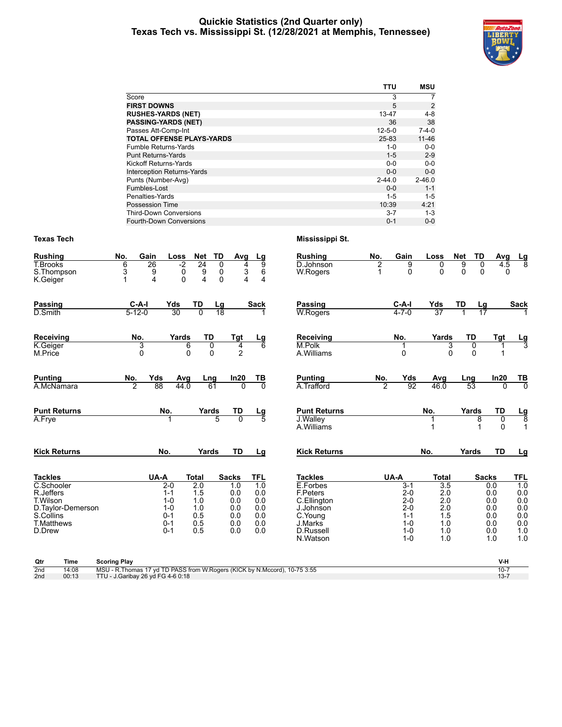# Quickie Statistics (2nd Quarter only)
## Texas Tech vs. Mississippi St. (12/28/2021 at Memphis, Tennessee)

| | TTU | MSU |
|---|---|---|
| Score | 3 | 7 |
| **FIRST DOWNS** | 5 | 2 |
| **RUSHES-YARDS (NET)** | 13-47 | 4-8 |
| **PASSING-YARDS (NET)** | 36 | 38 |
| Passes Att-Comp-Int | 12-5-0 | 7-4-0 |
| **TOTAL OFFENSE PLAYS-YARDS** | 25-83 | 11-46 |
| Fumble Returns-Yards | 1-0 | 0-0 |
| Punt Returns-Yards | 1-5 | 2-9 |
| Kickoff Returns-Yards | 0-0 | 0-0 |
| Interception Returns-Yards | 0-0 | 0-0 |
| Punts (Number-Avg) | 2-44.0 | 2-46.0 |
| Fumbles-Lost | 0-0 | 1-1 |
| Penalties-Yards | 1-5 | 1-5 |
| Possession Time | 10:39 | 4:21 |
| Third-Down Conversions | 3-7 | 1-3 |
| Fourth-Down Conversions | 0-1 | 0-0 |

### Texas Tech

| Rushing | No. | Gain | Loss | Net | TD | Avg | Lg |
|---|---|---|---|---|---|---|---|
| T.Brooks | 6 | 26 | -2 | 24 | 0 | 4 | 9 |
| S.Thompson | 3 | 9 | 0 | 9 | 0 | 3 | 6 |
| K.Geiger | 1 | 4 | 0 | 4 | 0 | 4 | 4 |

| Passing | C-A-I | Yds | TD | Lg | Sack |
|---|---|---|---|---|---|
| D.Smith | 5-12-0 | 30 | 0 | 18 | 1 |

| Receiving | No. | Yards | TD | Tgt | Lg |
|---|---|---|---|---|---|
| K.Geiger | 3 | 6 | 0 | 4 | 6 |
| M.Price | 0 | 0 | 0 | 2 | |

| Punting | No. | Yds | Avg | Lng | In20 | TB |
|---|---|---|---|---|---|---|
| A.McNamara | 2 | 88 | 44.0 | 61 | 0 | 0 |

| Punt Returns | No. | Yards | TD | Lg |
|---|---|---|---|---|
| A.Frye | 1 | 5 | 0 | 5 |

| Kick Returns | No. | Yards | TD | Lg |
|---|---|---|---|---|

| Tackles | UA-A | Total | Sacks | TFL |
|---|---|---|---|---|
| C.Schooler | 2-0 | 2.0 | 1.0 | 1.0 |
| R.Jeffers | 1-1 | 1.5 | 0.0 | 0.0 |
| T.Wilson | 1-0 | 1.0 | 0.0 | 0.0 |
| D.Taylor-Demerson | 1-0 | 1.0 | 0.0 | 0.0 |
| S.Collins | 0-1 | 0.5 | 0.0 | 0.0 |
| T.Matthews | 0-1 | 0.5 | 0.0 | 0.0 |
| D.Drew | 0-1 | 0.5 | 0.0 | 0.0 |

### Mississippi St.

| Rushing | No. | Gain | Loss | Net | TD | Avg | Lg |
|---|---|---|---|---|---|---|---|
| D.Johnson | 2 | 9 | 0 | 9 | 0 | 4.5 | 8 |
| W.Rogers | 1 | 0 | 0 | 0 | 0 | 0 | |

| Passing | C-A-I | Yds | TD | Lg | Sack |
|---|---|---|---|---|---|
| W.Rogers | 4-7-0 | 37 | 1 | 17 | 1 |

| Receiving | No. | Yards | TD | Tgt | Lg |
|---|---|---|---|---|---|
| M.Polk | 1 | 3 | 0 | 1 | 3 |
| A.Williams | 0 | 0 | 0 | 1 | |

| Punting | No. | Yds | Avg | Lng | In20 | TB |
|---|---|---|---|---|---|---|
| A.Trafford | 2 | 92 | 46.0 | 53 | 0 | 0 |

| Punt Returns | No. | Yards | TD | Lg |
|---|---|---|---|---|
| J.Walley | 1 | 8 | 0 | 8 |
| A.Williams | 1 | 1 | 0 | 1 |

| Kick Returns | No. | Yards | TD | Lg |
|---|---|---|---|---|

| Tackles | UA-A | Total | Sacks | TFL |
|---|---|---|---|---|
| E.Forbes | 3-1 | 3.5 | 0.0 | 1.0 |
| F.Peters | 2-0 | 2.0 | 0.0 | 0.0 |
| C.Ellington | 2-0 | 2.0 | 0.0 | 0.0 |
| J.Johnson | 2-0 | 2.0 | 0.0 | 0.0 |
| C.Young | 1-1 | 1.5 | 0.0 | 0.0 |
| J.Marks | 1-0 | 1.0 | 0.0 | 0.0 |
| D.Russell | 1-0 | 1.0 | 0.0 | 1.0 |
| N.Watson | 1-0 | 1.0 | 1.0 | 1.0 |

| Qtr | Time | Scoring Play | V-H |
|---|---|---|---|
| 2nd | 14:08 | MSU - R.Thomas 17 yd TD PASS from W.Rogers (KICK by N.Mccord), 10-75 3:55 | 10-7 |
| 2nd | 00:13 | TTU - J.Garibay 26 yd FG 4-6 0:18 | 13-7 |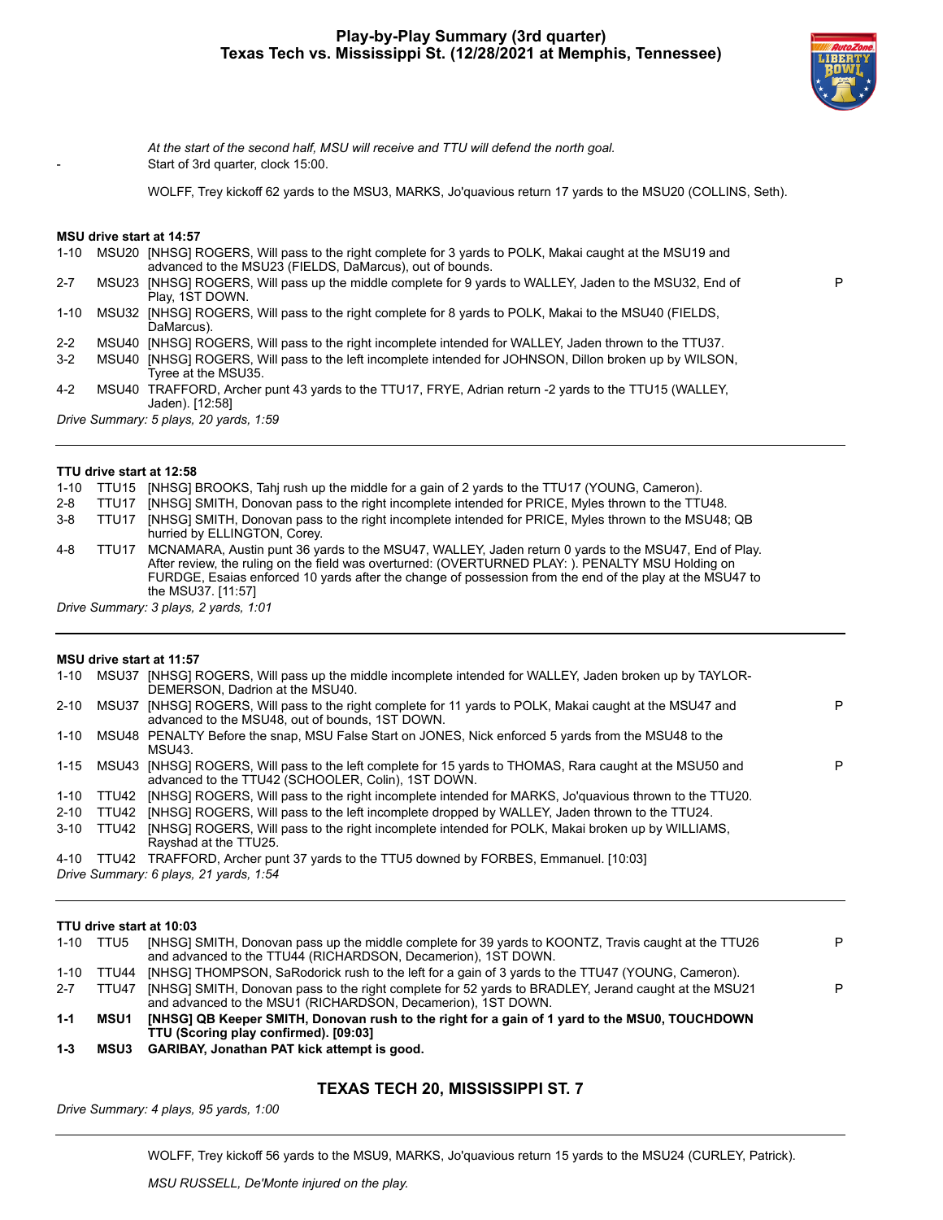# Play-by-Play Summary (3rd quarter)
## Texas Tech vs. Mississippi St. (12/28/2021 at Memphis, Tennessee)

*At the start of the second half, MSU will receive and TTU will defend the north goal.*

\- Start of 3rd quarter, clock 15:00.

WOLFF, Trey kickoff 62 yards to the MSU3, MARKS, Jo'quavious return 17 yards to the MSU20 (COLLINS, Seth).

**MSU drive start at 14:57**

| | | | |
|---|---|---|---|
| 1-10 | MSU20 | [NHSG] ROGERS, Will pass to the right complete for 3 yards to POLK, Makai caught at the MSU19 and advanced to the MSU23 (FIELDS, DaMarcus), out of bounds. | |
| 2-7 | MSU23 | [NHSG] ROGERS, Will pass up the middle complete for 9 yards to WALLEY, Jaden to the MSU32, End of Play, 1ST DOWN. | P |
| 1-10 | MSU32 | [NHSG] ROGERS, Will pass to the right complete for 8 yards to POLK, Makai to the MSU40 (FIELDS, DaMarcus). | |
| 2-2 | MSU40 | [NHSG] ROGERS, Will pass to the right incomplete intended for WALLEY, Jaden thrown to the TTU37. | |
| 3-2 | MSU40 | [NHSG] ROGERS, Will pass to the left incomplete intended for JOHNSON, Dillon broken up by WILSON, Tyree at the MSU35. | |
| 4-2 | MSU40 | TRAFFORD, Archer punt 43 yards to the TTU17, FRYE, Adrian return -2 yards to the TTU15 (WALLEY, Jaden). [12:58] | |

*Drive Summary: 5 plays, 20 yards, 1:59*

**TTU drive start at 12:58**

| | | | |
|---|---|---|---|
| 1-10 | TTU15 | [NHSG] BROOKS, Tahj rush up the middle for a gain of 2 yards to the TTU17 (YOUNG, Cameron). | |
| 2-8 | TTU17 | [NHSG] SMITH, Donovan pass to the right incomplete intended for PRICE, Myles thrown to the TTU48. | |
| 3-8 | TTU17 | [NHSG] SMITH, Donovan pass to the right incomplete intended for PRICE, Myles thrown to the MSU48; QB hurried by ELLINGTON, Corey. | |
| 4-8 | TTU17 | MCNAMARA, Austin punt 36 yards to the MSU47, WALLEY, Jaden return 0 yards to the MSU47, End of Play. After review, the ruling on the field was overturned: (OVERTURNED PLAY: ). PENALTY MSU Holding on FURDGE, Esaias enforced 10 yards after the change of possession from the end of the play at the MSU47 to the MSU37. [11:57] | |

*Drive Summary: 3 plays, 2 yards, 1:01*

**MSU drive start at 11:57**

| | | | |
|---|---|---|---|
| 1-10 | MSU37 | [NHSG] ROGERS, Will pass up the middle incomplete intended for WALLEY, Jaden broken up by TAYLOR-DEMERSON, Dadrion at the MSU40. | |
| 2-10 | MSU37 | [NHSG] ROGERS, Will pass to the right complete for 11 yards to POLK, Makai caught at the MSU47 and advanced to the MSU48, out of bounds, 1ST DOWN. | P |
| 1-10 | MSU48 | PENALTY Before the snap, MSU False Start on JONES, Nick enforced 5 yards from the MSU48 to the MSU43. | |
| 1-15 | MSU43 | [NHSG] ROGERS, Will pass to the left complete for 15 yards to THOMAS, Rara caught at the MSU50 and advanced to the TTU42 (SCHOOLER, Colin), 1ST DOWN. | P |
| 1-10 | TTU42 | [NHSG] ROGERS, Will pass to the right incomplete intended for MARKS, Jo'quavious thrown to the TTU20. | |
| 2-10 | TTU42 | [NHSG] ROGERS, Will pass to the left incomplete dropped by WALLEY, Jaden thrown to the TTU24. | |
| 3-10 | TTU42 | [NHSG] ROGERS, Will pass to the right incomplete intended for POLK, Makai broken up by WILLIAMS, Rayshad at the TTU25. | |
| 4-10 | TTU42 | TRAFFORD, Archer punt 37 yards to the TTU5 downed by FORBES, Emmanuel. [10:03] | |

*Drive Summary: 6 plays, 21 yards, 1:54*

**TTU drive start at 10:03**

| | | | |
|---|---|---|---|
| 1-10 | TTU5 | [NHSG] SMITH, Donovan pass up the middle complete for 39 yards to KOONTZ, Travis caught at the TTU26 and advanced to the TTU44 (RICHARDSON, Decamerion), 1ST DOWN. | P |
| 1-10 | TTU44 | [NHSG] THOMPSON, SaRodorick rush to the left for a gain of 3 yards to the TTU47 (YOUNG, Cameron). | |
| 2-7 | TTU47 | [NHSG] SMITH, Donovan pass to the right complete for 52 yards to BRADLEY, Jerand caught at the MSU21 and advanced to the MSU1 (RICHARDSON, Decamerion), 1ST DOWN. | P |
| **1-1** | **MSU1** | **[NHSG] QB Keeper SMITH, Donovan rush to the right for a gain of 1 yard to the MSU0, TOUCHDOWN TTU (Scoring play confirmed). [09:03]** | |
| **1-3** | **MSU3** | **GARIBAY, Jonathan PAT kick attempt is good.** | |

### TEXAS TECH 20, MISSISSIPPI ST. 7

*Drive Summary: 4 plays, 95 yards, 1:00*

WOLFF, Trey kickoff 56 yards to the MSU9, MARKS, Jo'quavious return 15 yards to the MSU24 (CURLEY, Patrick).

*MSU RUSSELL, De'Monte injured on the play.*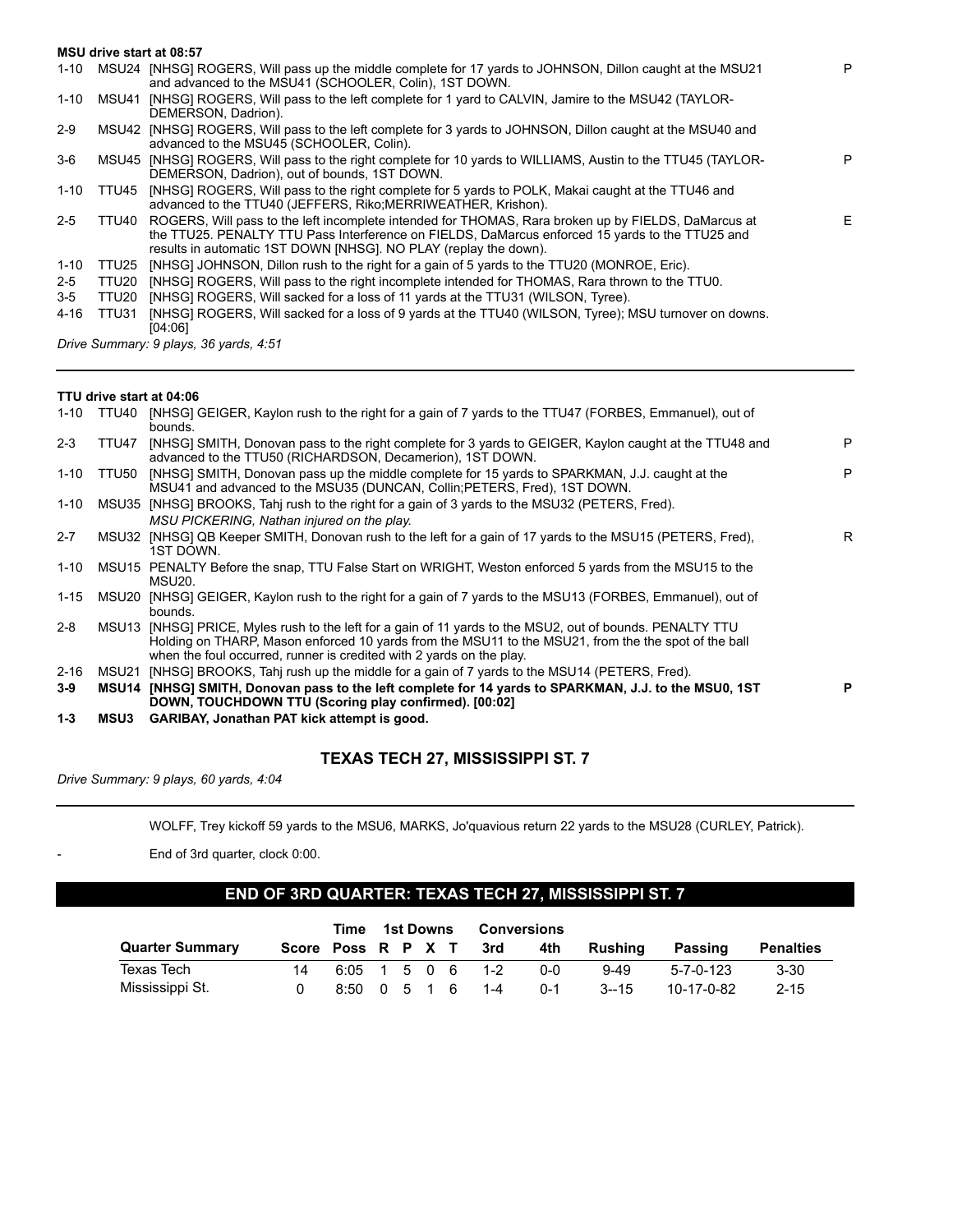**MSU drive start at 08:57**

| Down | Spot | Play | |
|---|---|---|---|
| 1-10 | MSU24 | [NHSG] ROGERS, Will pass up the middle complete for 17 yards to JOHNSON, Dillon caught at the MSU21 and advanced to the MSU41 (SCHOOLER, Colin), 1ST DOWN. | P |
| 1-10 | MSU41 | [NHSG] ROGERS, Will pass to the left complete for 1 yard to CALVIN, Jamire to the MSU42 (TAYLOR-DEMERSON, Dadrion). | |
| 2-9 | MSU42 | [NHSG] ROGERS, Will pass to the left complete for 3 yards to JOHNSON, Dillon caught at the MSU40 and advanced to the MSU45 (SCHOOLER, Colin). | |
| 3-6 | MSU45 | [NHSG] ROGERS, Will pass to the right complete for 10 yards to WILLIAMS, Austin to the TTU45 (TAYLOR-DEMERSON, Dadrion), out of bounds, 1ST DOWN. | P |
| 1-10 | TTU45 | [NHSG] ROGERS, Will pass to the right complete for 5 yards to POLK, Makai caught at the TTU46 and advanced to the TTU40 (JEFFERS, Riko;MERRIWEATHER, Krishon). | |
| 2-5 | TTU40 | ROGERS, Will pass to the left incomplete intended for THOMAS, Rara broken up by FIELDS, DaMarcus at the TTU25. PENALTY TTU Pass Interference on FIELDS, DaMarcus enforced 15 yards to the TTU25 and results in automatic 1ST DOWN [NHSG]. NO PLAY (replay the down). | E |
| 1-10 | TTU25 | [NHSG] JOHNSON, Dillon rush to the right for a gain of 5 yards to the TTU20 (MONROE, Eric). | |
| 2-5 | TTU20 | [NHSG] ROGERS, Will pass to the right incomplete intended for THOMAS, Rara thrown to the TTU0. | |
| 3-5 | TTU20 | [NHSG] ROGERS, Will sacked for a loss of 11 yards at the TTU31 (WILSON, Tyree). | |
| 4-16 | TTU31 | [NHSG] ROGERS, Will sacked for a loss of 9 yards at the TTU40 (WILSON, Tyree); MSU turnover on downs. [04:06] | |

*Drive Summary: 9 plays, 36 yards, 4:51*

---

**TTU drive start at 04:06**

| Down | Spot | Play | |
|---|---|---|---|
| 1-10 | TTU40 | [NHSG] GEIGER, Kaylon rush to the right for a gain of 7 yards to the TTU47 (FORBES, Emmanuel), out of bounds. | |
| 2-3 | TTU47 | [NHSG] SMITH, Donovan pass to the right complete for 3 yards to GEIGER, Kaylon caught at the TTU48 and advanced to the TTU50 (RICHARDSON, Decamerion), 1ST DOWN. | P |
| 1-10 | TTU50 | [NHSG] SMITH, Donovan pass up the middle complete for 15 yards to SPARKMAN, J.J. caught at the MSU41 and advanced to the MSU35 (DUNCAN, Collin;PETERS, Fred), 1ST DOWN. | P |
| 1-10 | MSU35 | [NHSG] BROOKS, Tahj rush to the right for a gain of 3 yards to the MSU32 (PETERS, Fred). *MSU PICKERING, Nathan injured on the play.* | |
| 2-7 | MSU32 | [NHSG] QB Keeper SMITH, Donovan rush to the left for a gain of 17 yards to the MSU15 (PETERS, Fred), 1ST DOWN. | R |
| 1-10 | MSU15 | PENALTY Before the snap, TTU False Start on WRIGHT, Weston enforced 5 yards from the MSU15 to the MSU20. | |
| 1-15 | MSU20 | [NHSG] GEIGER, Kaylon rush to the right for a gain of 7 yards to the MSU13 (FORBES, Emmanuel), out of bounds. | |
| 2-8 | MSU13 | [NHSG] PRICE, Myles rush to the left for a gain of 11 yards to the MSU2, out of bounds. PENALTY TTU Holding on THARP, Mason enforced 10 yards from the MSU11 to the MSU21, from the the spot of the ball when the foul occurred, runner is credited with 2 yards on the play. | |
| 2-16 | MSU21 | [NHSG] BROOKS, Tahj rush up the middle for a gain of 7 yards to the MSU14 (PETERS, Fred). | |
| **3-9** | **MSU14** | **[NHSG] SMITH, Donovan pass to the left complete for 14 yards to SPARKMAN, J.J. to the MSU0, 1ST DOWN, TOUCHDOWN TTU (Scoring play confirmed). [00:02]** | **P** |
| **1-3** | **MSU3** | **GARIBAY, Jonathan PAT kick attempt is good.** | |

### TEXAS TECH 27, MISSISSIPPI ST. 7

*Drive Summary: 9 plays, 60 yards, 4:04*

---

WOLFF, Trey kickoff 59 yards to the MSU6, MARKS, Jo'quavious return 22 yards to the MSU28 (CURLEY, Patrick).

\- End of 3rd quarter, clock 0:00.

## END OF 3RD QUARTER: TEXAS TECH 27, MISSISSIPPI ST. 7

| Quarter Summary | Score | Time Poss | 1st Downs R | P | X | T | Conversions 3rd | 4th | Rushing | Passing | Penalties |
|---|---|---|---|---|---|---|---|---|---|---|---|
| Texas Tech | 14 | 6:05 | 1 | 5 | 0 | 6 | 1-2 | 0-0 | 9-49 | 5-7-0-123 | 3-30 |
| Mississippi St. | 0 | 8:50 | 0 | 5 | 1 | 6 | 1-4 | 0-1 | 3--15 | 10-17-0-82 | 2-15 |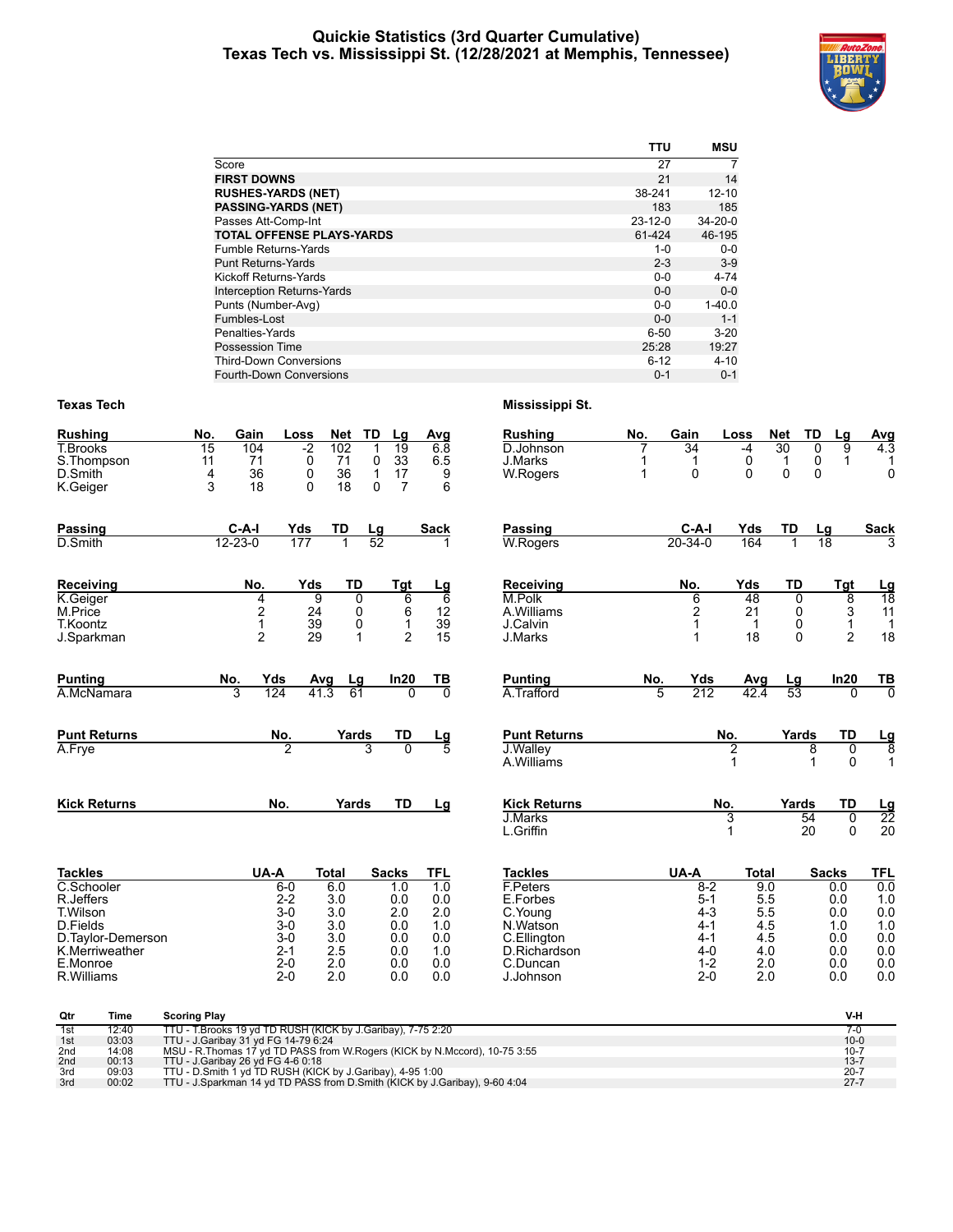# Quickie Statistics (3rd Quarter Cumulative)
## Texas Tech vs. Mississippi St. (12/28/2021 at Memphis, Tennessee)

| | TTU | MSU |
|---|---|---|
| Score | 27 | 7 |
| **FIRST DOWNS** | 21 | 14 |
| **RUSHES-YARDS (NET)** | 38-241 | 12-10 |
| **PASSING-YARDS (NET)** | 183 | 185 |
| Passes Att-Comp-Int | 23-12-0 | 34-20-0 |
| **TOTAL OFFENSE PLAYS-YARDS** | 61-424 | 46-195 |
| Fumble Returns-Yards | 1-0 | 0-0 |
| Punt Returns-Yards | 2-3 | 3-9 |
| Kickoff Returns-Yards | 0-0 | 4-74 |
| Interception Returns-Yards | 0-0 | 0-0 |
| Punts (Number-Avg) | 0-0 | 1-40.0 |
| Fumbles-Lost | 0-0 | 1-1 |
| Penalties-Yards | 6-50 | 3-20 |
| Possession Time | 25:28 | 19:27 |
| Third-Down Conversions | 6-12 | 4-10 |
| Fourth-Down Conversions | 0-1 | 0-1 |

### Texas Tech

| Rushing | No. | Gain | Loss | Net | TD | Lg | Avg |
|---|---|---|---|---|---|---|---|
| T.Brooks | 15 | 104 | -2 | 102 | 1 | 19 | 6.8 |
| S.Thompson | 11 | 71 | 0 | 71 | 0 | 33 | 6.5 |
| D.Smith | 4 | 36 | 0 | 36 | 1 | 17 | 9 |
| K.Geiger | 3 | 18 | 0 | 18 | 0 | 7 | 6 |

| Passing | C-A-I | Yds | TD | Lg | Sack |
|---|---|---|---|---|---|
| D.Smith | 12-23-0 | 177 | 1 | 52 | 1 |

| Receiving | No. | Yds | TD | Tgt | Lg |
|---|---|---|---|---|---|
| K.Geiger | 4 | 9 | 0 | 6 | 6 |
| M.Price | 2 | 24 | 0 | 6 | 12 |
| T.Koontz | 1 | 39 | 0 | 1 | 39 |
| J.Sparkman | 2 | 29 | 1 | 2 | 15 |

| Punting | No. | Yds | Avg | Lg | In20 | TB |
|---|---|---|---|---|---|---|
| A.McNamara | 3 | 124 | 41.3 | 61 | 0 | 0 |

| Punt Returns | No. | Yards | TD | Lg |
|---|---|---|---|---|
| A.Frye | 2 | 3 | 0 | 5 |

| Kick Returns | No. | Yards | TD | Lg |
|---|---|---|---|---|

| Tackles | UA-A | Total | Sacks | TFL |
|---|---|---|---|---|
| C.Schooler | 6-0 | 6.0 | 1.0 | 1.0 |
| R.Jeffers | 2-2 | 3.0 | 0.0 | 0.0 |
| T.Wilson | 3-0 | 3.0 | 2.0 | 2.0 |
| D.Fields | 3-0 | 3.0 | 0.0 | 1.0 |
| D.Taylor-Demerson | 3-0 | 3.0 | 0.0 | 0.0 |
| K.Merriweather | 2-1 | 2.5 | 0.0 | 1.0 |
| E.Monroe | 2-0 | 2.0 | 0.0 | 0.0 |
| R.Williams | 2-0 | 2.0 | 0.0 | 0.0 |

### Mississippi St.

| Rushing | No. | Gain | Loss | Net | TD | Lg | Avg |
|---|---|---|---|---|---|---|---|
| D.Johnson | 7 | 34 | -4 | 30 | 0 | 9 | 4.3 |
| J.Marks | 1 | 1 | 0 | 1 | 0 | 1 | 1 |
| W.Rogers | 1 | 0 | 0 | 0 | 0 | | 0 |

| Passing | C-A-I | Yds | TD | Lg | Sack |
|---|---|---|---|---|---|
| W.Rogers | 20-34-0 | 164 | 1 | 18 | 3 |

| Receiving | No. | Yds | TD | Tgt | Lg |
|---|---|---|---|---|---|
| M.Polk | 6 | 48 | 0 | 8 | 18 |
| A.Williams | 2 | 21 | 0 | 3 | 11 |
| J.Calvin | 1 | 1 | 0 | 1 | 1 |
| J.Marks | 1 | 18 | 0 | 2 | 18 |

| Punting | No. | Yds | Avg | Lg | In20 | TB |
|---|---|---|---|---|---|---|
| A.Trafford | 5 | 212 | 42.4 | 53 | 0 | 0 |

| Punt Returns | No. | Yards | TD | Lg |
|---|---|---|---|---|
| J.Walley | 2 | 8 | 0 | 8 |
| A.Williams | 1 | 1 | 0 | 1 |

| Kick Returns | No. | Yards | TD | Lg |
|---|---|---|---|---|
| J.Marks | 3 | 54 | 0 | 22 |
| L.Griffin | 1 | 20 | 0 | 20 |

| Tackles | UA-A | Total | Sacks | TFL |
|---|---|---|---|---|
| F.Peters | 8-2 | 9.0 | 0.0 | 0.0 |
| E.Forbes | 5-1 | 5.5 | 0.0 | 1.0 |
| C.Young | 4-3 | 5.5 | 0.0 | 0.0 |
| N.Watson | 4-1 | 4.5 | 1.0 | 1.0 |
| C.Ellington | 4-1 | 4.5 | 0.0 | 0.0 |
| D.Richardson | 4-0 | 4.0 | 0.0 | 0.0 |
| C.Duncan | 1-2 | 2.0 | 0.0 | 0.0 |
| J.Johnson | 2-0 | 2.0 | 0.0 | 0.0 |

| Qtr | Time | Scoring Play | V-H |
|---|---|---|---|
| 1st | 12:40 | TTU - T.Brooks 19 yd TD RUSH (KICK by J.Garibay), 7-75 2:20 | 7-0 |
| 1st | 03:03 | TTU - J.Garibay 31 yd FG 14-79 6:24 | 10-0 |
| 2nd | 14:08 | MSU - R.Thomas 17 yd TD PASS from W.Rogers (KICK by N.Mccord), 10-75 3:55 | 10-7 |
| 2nd | 00:13 | TTU - J.Garibay 26 yd FG 4-6 0:18 | 13-7 |
| 3rd | 09:03 | TTU - D.Smith 1 yd TD RUSH (KICK by J.Garibay), 4-95 1:00 | 20-7 |
| 3rd | 00:02 | TTU - J.Sparkman 14 yd TD PASS from D.Smith (KICK by J.Garibay), 9-60 4:04 | 27-7 |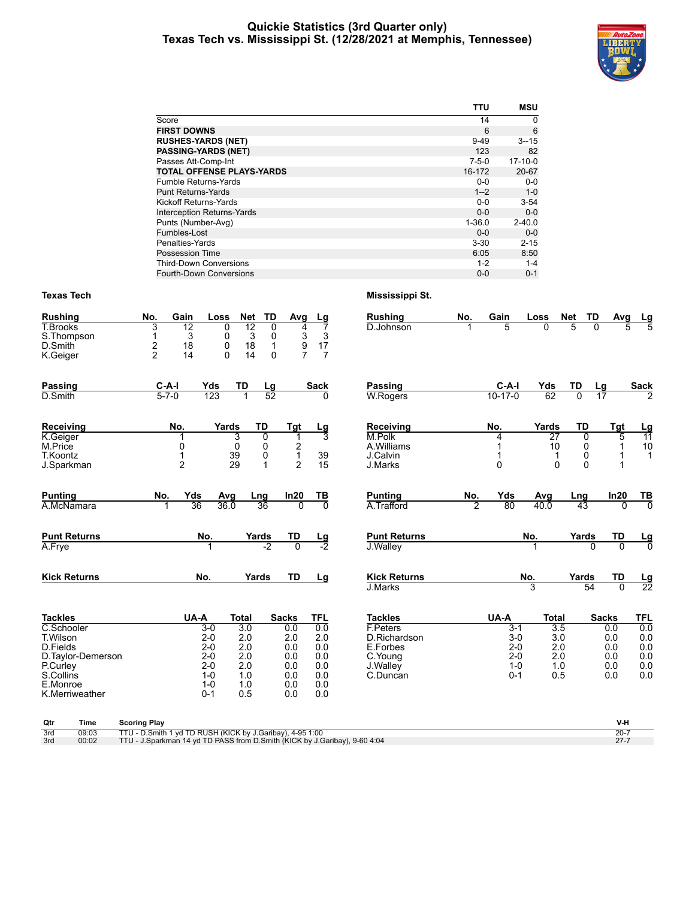# Quickie Statistics (3rd Quarter only)
## Texas Tech vs. Mississippi St. (12/28/2021 at Memphis, Tennessee)

| | TTU | MSU |
|---|---|---|
| Score | 14 | 0 |
| **FIRST DOWNS** | 6 | 6 |
| **RUSHES-YARDS (NET)** | 9-49 | 3--15 |
| **PASSING-YARDS (NET)** | 123 | 82 |
| Passes Att-Comp-Int | 7-5-0 | 17-10-0 |
| **TOTAL OFFENSE PLAYS-YARDS** | 16-172 | 20-67 |
| Fumble Returns-Yards | 0-0 | 0-0 |
| Punt Returns-Yards | 1--2 | 1-0 |
| Kickoff Returns-Yards | 0-0 | 3-54 |
| Interception Returns-Yards | 0-0 | 0-0 |
| Punts (Number-Avg) | 1-36.0 | 2-40.0 |
| Fumbles-Lost | 0-0 | 0-0 |
| Penalties-Yards | 3-30 | 2-15 |
| Possession Time | 6:05 | 8:50 |
| Third-Down Conversions | 1-2 | 1-4 |
| Fourth-Down Conversions | 0-0 | 0-1 |

### Texas Tech

| Rushing | No. | Gain | Loss | Net | TD | Avg | Lg |
|---|---|---|---|---|---|---|---|
| T.Brooks | 3 | 12 | 0 | 12 | 0 | 4 | 7 |
| S.Thompson | 1 | 3 | 0 | 3 | 0 | 3 | 3 |
| D.Smith | 2 | 18 | 0 | 18 | 1 | 9 | 17 |
| K.Geiger | 2 | 14 | 0 | 14 | 0 | 7 | 7 |

| Passing | C-A-I | Yds | TD | Lg | Sack |
|---|---|---|---|---|---|
| D.Smith | 5-7-0 | 123 | 1 | 52 | 0 |

| Receiving | No. | Yards | TD | Tgt | Lg |
|---|---|---|---|---|---|
| K.Geiger | 1 | 3 | 0 | 1 | 3 |
| M.Price | 0 | 0 | 0 | 2 | |
| T.Koontz | 1 | 39 | 0 | 1 | 39 |
| J.Sparkman | 2 | 29 | 1 | 2 | 15 |

| Punting | No. | Yds | Avg | Lng | In20 | TB |
|---|---|---|---|---|---|---|
| A.McNamara | 1 | 36 | 36.0 | 36 | 0 | 0 |

| Punt Returns | No. | Yards | TD | Lg |
|---|---|---|---|---|
| A.Frye | 1 | -2 | 0 | -2 |

| Kick Returns | No. | Yards | TD | Lg |
|---|---|---|---|---|

| Tackles | UA-A | Total | Sacks | TFL |
|---|---|---|---|---|
| C.Schooler | 3-0 | 3.0 | 0.0 | 0.0 |
| T.Wilson | 2-0 | 2.0 | 2.0 | 2.0 |
| D.Fields | 2-0 | 2.0 | 0.0 | 0.0 |
| D.Taylor-Demerson | 2-0 | 2.0 | 0.0 | 0.0 |
| P.Curley | 2-0 | 2.0 | 0.0 | 0.0 |
| S.Collins | 1-0 | 1.0 | 0.0 | 0.0 |
| E.Monroe | 1-0 | 1.0 | 0.0 | 0.0 |
| K.Merriweather | 0-1 | 0.5 | 0.0 | 0.0 |

### Mississippi St.

| Rushing | No. | Gain | Loss | Net | TD | Avg | Lg |
|---|---|---|---|---|---|---|---|
| D.Johnson | 1 | 5 | 0 | 5 | 0 | 5 | 5 |

| Passing | C-A-I | Yds | TD | Lg | Sack |
|---|---|---|---|---|---|
| W.Rogers | 10-17-0 | 62 | 0 | 17 | 2 |

| Receiving | No. | Yards | TD | Tgt | Lg |
|---|---|---|---|---|---|
| M.Polk | 4 | 27 | 0 | 5 | 11 |
| A.Williams | 1 | 10 | 0 | 1 | 10 |
| J.Calvin | 1 | 1 | 0 | 1 | 1 |
| J.Marks | 0 | 0 | 0 | 1 | |

| Punting | No. | Yds | Avg | Lng | In20 | TB |
|---|---|---|---|---|---|---|
| A.Trafford | 2 | 80 | 40.0 | 43 | 0 | 0 |

| Punt Returns | No. | Yards | TD | Lg |
|---|---|---|---|---|
| J.Walley | 1 | 0 | 0 | 0 |

| Kick Returns | No. | Yards | TD | Lg |
|---|---|---|---|---|
| J.Marks | 3 | 54 | 0 | 22 |

| Tackles | UA-A | Total | Sacks | TFL |
|---|---|---|---|---|
| F.Peters | 3-1 | 3.5 | 0.0 | 0.0 |
| D.Richardson | 3-0 | 3.0 | 0.0 | 0.0 |
| E.Forbes | 2-0 | 2.0 | 0.0 | 0.0 |
| C.Young | 2-0 | 2.0 | 0.0 | 0.0 |
| J.Walley | 1-0 | 1.0 | 0.0 | 0.0 |
| C.Duncan | 0-1 | 0.5 | 0.0 | 0.0 |

| Qtr | Time | Scoring Play | V-H |
|---|---|---|---|
| 3rd | 09:03 | TTU - D.Smith 1 yd TD RUSH (KICK by J.Garibay), 4-95 1:00 | 20-7 |
| 3rd | 00:02 | TTU - J.Sparkman 14 yd TD PASS from D.Smith (KICK by J.Garibay), 9-60 4:04 | 27-7 |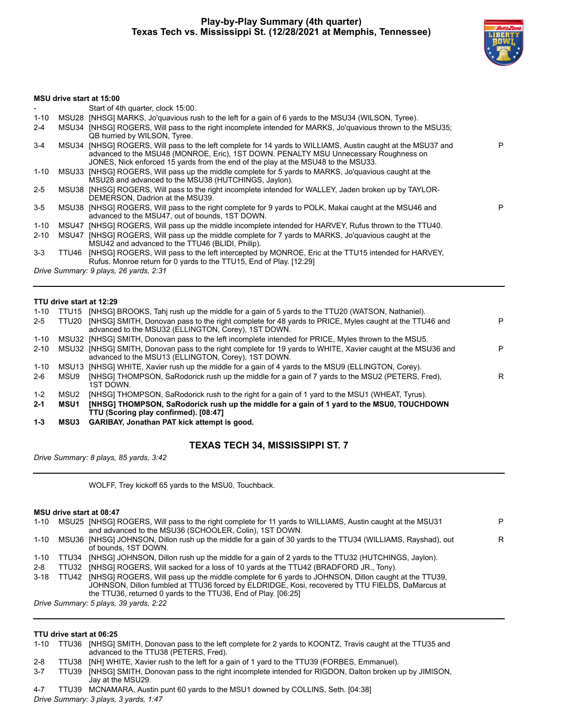# Play-by-Play Summary (4th quarter)
## Texas Tech vs. Mississippi St. (12/28/2021 at Memphis, Tennessee)

**MSU drive start at 15:00**

| Down | Spot | Play | |
|---|---|---|---|
| - | | Start of 4th quarter, clock 15:00. | |
| 1-10 | MSU28 | [NHSG] MARKS, Jo'quavious rush to the left for a gain of 6 yards to the MSU34 (WILSON, Tyree). | |
| 2-4 | MSU34 | [NHSG] ROGERS, Will pass to the right incomplete intended for MARKS, Jo'quavious thrown to the MSU35; QB hurried by WILSON, Tyree. | |
| 3-4 | MSU34 | [NHSG] ROGERS, Will pass to the left complete for 14 yards to WILLIAMS, Austin caught at the MSU37 and advanced to the MSU48 (MONROE, Eric), 1ST DOWN. PENALTY MSU Unnecessary Roughness on JONES, Nick enforced 15 yards from the end of the play at the MSU48 to the MSU33. | P |
| 1-10 | MSU33 | [NHSG] ROGERS, Will pass up the middle complete for 5 yards to MARKS, Jo'quavious caught at the MSU28 and advanced to the MSU38 (HUTCHINGS, Jaylon). | |
| 2-5 | MSU38 | [NHSG] ROGERS, Will pass to the right incomplete intended for WALLEY, Jaden broken up by TAYLOR-DEMERSON, Dadrion at the MSU39. | |
| 3-5 | MSU38 | [NHSG] ROGERS, Will pass to the right complete for 9 yards to POLK, Makai caught at the MSU46 and advanced to the MSU47, out of bounds, 1ST DOWN. | P |
| 1-10 | MSU47 | [NHSG] ROGERS, Will pass up the middle incomplete intended for HARVEY, Rufus thrown to the TTU40. | |
| 2-10 | MSU47 | [NHSG] ROGERS, Will pass up the middle complete for 7 yards to MARKS, Jo'quavious caught at the MSU42 and advanced to the TTU46 (BLIDI, Philip). | |
| 3-3 | TTU46 | [NHSG] ROGERS, Will pass to the left intercepted by MONROE, Eric at the TTU15 intended for HARVEY, Rufus. Monroe return for 0 yards to the TTU15, End of Play. [12:29] | |

*Drive Summary: 9 plays, 26 yards, 2:31*

---

**TTU drive start at 12:29**

| Down | Spot | Play | |
|---|---|---|---|
| 1-10 | TTU15 | [NHSG] BROOKS, Tahj rush up the middle for a gain of 5 yards to the TTU20 (WATSON, Nathaniel). | |
| 2-5 | TTU20 | [NHSG] SMITH, Donovan pass to the right complete for 48 yards to PRICE, Myles caught at the TTU46 and advanced to the MSU32 (ELLINGTON, Corey), 1ST DOWN. | P |
| 1-10 | MSU32 | [NHSG] SMITH, Donovan pass to the left incomplete intended for PRICE, Myles thrown to the MSU5. | |
| 2-10 | MSU32 | [NHSG] SMITH, Donovan pass to the right complete for 19 yards to WHITE, Xavier caught at the MSU36 and advanced to the MSU13 (ELLINGTON, Corey), 1ST DOWN. | P |
| 1-10 | MSU13 | [NHSG] WHITE, Xavier rush up the middle for a gain of 4 yards to the MSU9 (ELLINGTON, Corey). | |
| 2-6 | MSU9 | [NHSG] THOMPSON, SaRodorick rush up the middle for a gain of 7 yards to the MSU2 (PETERS, Fred), 1ST DOWN. | R |
| 1-2 | MSU2 | [NHSG] THOMPSON, SaRodorick rush to the right for a gain of 1 yard to the MSU1 (WHEAT, Tyrus). | |
| **2-1** | **MSU1** | **[NHSG] THOMPSON, SaRodorick rush up the middle for a gain of 1 yard to the MSU0, TOUCHDOWN TTU (Scoring play confirmed). [08:47]** | |
| **1-3** | **MSU3** | **GARIBAY, Jonathan PAT kick attempt is good.** | |

**TEXAS TECH 34, MISSISSIPPI ST. 7**

*Drive Summary: 8 plays, 85 yards, 3:42*

---

WOLFF, Trey kickoff 65 yards to the MSU0, Touchback.

**MSU drive start at 08:47**

| Down | Spot | Play | |
|---|---|---|---|
| 1-10 | MSU25 | [NHSG] ROGERS, Will pass to the right complete for 11 yards to WILLIAMS, Austin caught at the MSU31 and advanced to the MSU36 (SCHOOLER, Colin), 1ST DOWN. | P |
| 1-10 | MSU36 | [NHSG] JOHNSON, Dillon rush up the middle for a gain of 30 yards to the TTU34 (WILLIAMS, Rayshad), out of bounds, 1ST DOWN. | R |
| 1-10 | TTU34 | [NHSG] JOHNSON, Dillon rush up the middle for a gain of 2 yards to the TTU32 (HUTCHINGS, Jaylon). | |
| 2-8 | TTU32 | [NHSG] ROGERS, Will sacked for a loss of 10 yards at the TTU42 (BRADFORD JR., Tony). | |
| 3-18 | TTU42 | [NHSG] ROGERS, Will pass up the middle complete for 6 yards to JOHNSON, Dillon caught at the TTU39, JOHNSON, Dillon fumbled at TTU36 forced by ELDRIDGE, Kosi, recovered by TTU FIELDS, DaMarcus at the TTU36, returned 0 yards to the TTU36, End of Play. [06:25] | |

*Drive Summary: 5 plays, 39 yards, 2:22*

---

**TTU drive start at 06:25**

| Down | Spot | Play | |
|---|---|---|---|
| 1-10 | TTU36 | [NHSG] SMITH, Donovan pass to the left complete for 2 yards to KOONTZ, Travis caught at the TTU35 and advanced to the TTU38 (PETERS, Fred). | |
| 2-8 | TTU38 | [NH] WHITE, Xavier rush to the left for a gain of 1 yard to the TTU39 (FORBES, Emmanuel). | |
| 3-7 | TTU39 | [NHSG] SMITH, Donovan pass to the right incomplete intended for RIGDON, Dalton broken up by JIMISON, Jay at the MSU29. | |
| 4-7 | TTU39 | MCNAMARA, Austin punt 60 yards to the MSU1 downed by COLLINS, Seth. [04:38] | |

*Drive Summary: 3 plays, 3 yards, 1:47*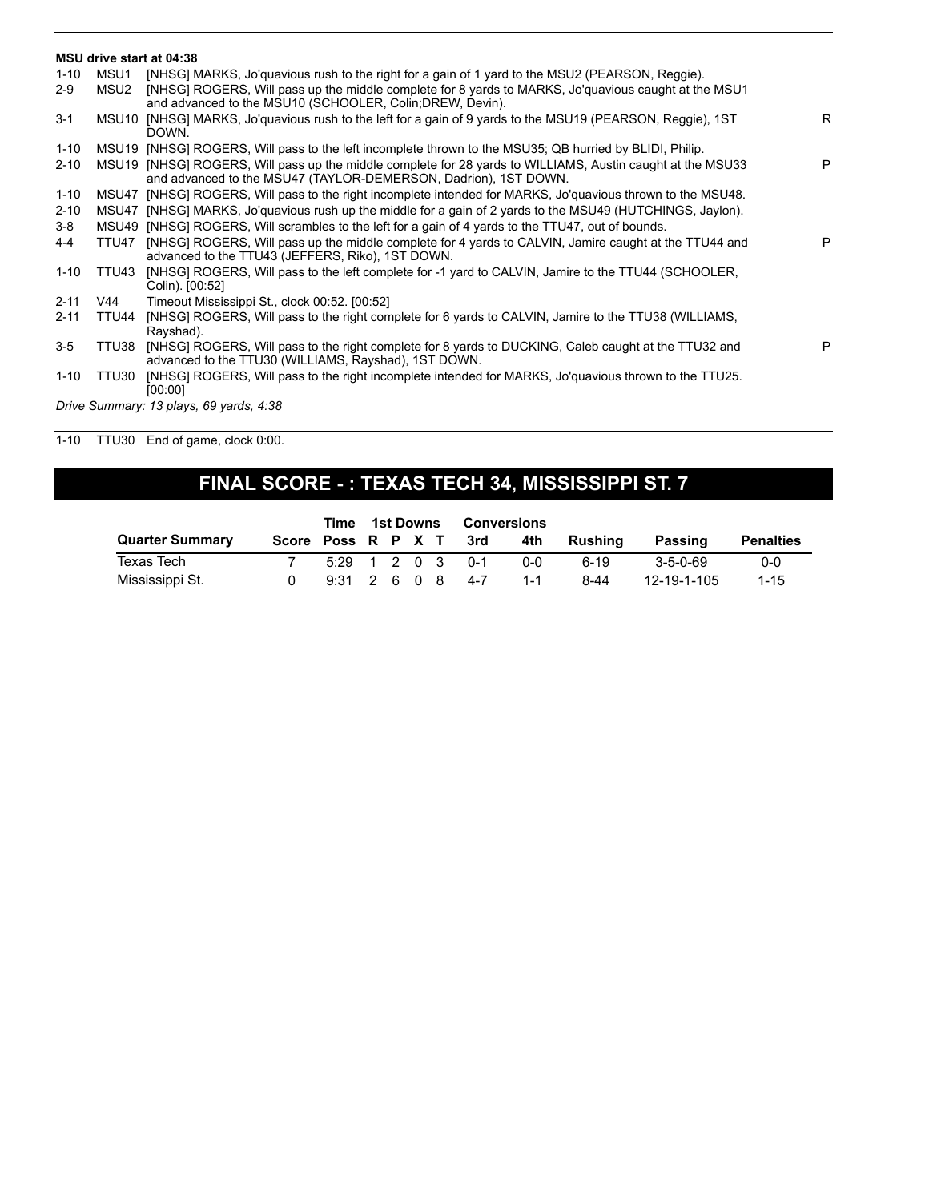**MSU drive start at 04:38**

| | | | |
|---|---|---|---|
| 1-10 | MSU1 | [NHSG] MARKS, Jo'quavious rush to the right for a gain of 1 yard to the MSU2 (PEARSON, Reggie). | |
| 2-9 | MSU2 | [NHSG] ROGERS, Will pass up the middle complete for 8 yards to MARKS, Jo'quavious caught at the MSU1 and advanced to the MSU10 (SCHOOLER, Colin;DREW, Devin). | |
| 3-1 | MSU10 | [NHSG] MARKS, Jo'quavious rush to the left for a gain of 9 yards to the MSU19 (PEARSON, Reggie), 1ST DOWN. | R |
| 1-10 | MSU19 | [NHSG] ROGERS, Will pass to the left incomplete thrown to the MSU35; QB hurried by BLIDI, Philip. | |
| 2-10 | MSU19 | [NHSG] ROGERS, Will pass up the middle complete for 28 yards to WILLIAMS, Austin caught at the MSU33 and advanced to the MSU47 (TAYLOR-DEMERSON, Dadrion), 1ST DOWN. | P |
| 1-10 | MSU47 | [NHSG] ROGERS, Will pass to the right incomplete intended for MARKS, Jo'quavious thrown to the MSU48. | |
| 2-10 | MSU47 | [NHSG] MARKS, Jo'quavious rush up the middle for a gain of 2 yards to the MSU49 (HUTCHINGS, Jaylon). | |
| 3-8 | MSU49 | [NHSG] ROGERS, Will scrambles to the left for a gain of 4 yards to the TTU47, out of bounds. | |
| 4-4 | TTU47 | [NHSG] ROGERS, Will pass up the middle complete for 4 yards to CALVIN, Jamire caught at the TTU44 and advanced to the TTU43 (JEFFERS, Riko), 1ST DOWN. | P |
| 1-10 | TTU43 | [NHSG] ROGERS, Will pass to the left complete for -1 yard to CALVIN, Jamire to the TTU44 (SCHOOLER, Colin). [00:52] | |
| 2-11 | V44 | Timeout Mississippi St., clock 00:52. [00:52] | |
| 2-11 | TTU44 | [NHSG] ROGERS, Will pass to the right complete for 6 yards to CALVIN, Jamire to the TTU38 (WILLIAMS, Rayshad). | |
| 3-5 | TTU38 | [NHSG] ROGERS, Will pass to the right complete for 8 yards to DUCKING, Caleb caught at the TTU32 and advanced to the TTU30 (WILLIAMS, Rayshad), 1ST DOWN. | P |
| 1-10 | TTU30 | [NHSG] ROGERS, Will pass to the right incomplete intended for MARKS, Jo'quavious thrown to the TTU25. [00:00] | |

*Drive Summary: 13 plays, 69 yards, 4:38*

| | | |
|---|---|---|
| 1-10 | TTU30 | End of game, clock 0:00. |

## FINAL SCORE - : TEXAS TECH 34, MISSISSIPPI ST. 7

| Quarter Summary | Score | Time Poss | 1st Downs R | P | X | T | Conversions 3rd | 4th | Rushing | Passing | Penalties |
|---|---|---|---|---|---|---|---|---|---|---|---|
| Texas Tech | 7 | 5:29 | 1 | 2 | 0 | 3 | 0-1 | 0-0 | 6-19 | 3-5-0-69 | 0-0 |
| Mississippi St. | 0 | 9:31 | 2 | 6 | 0 | 8 | 4-7 | 1-1 | 8-44 | 12-19-1-105 | 1-15 |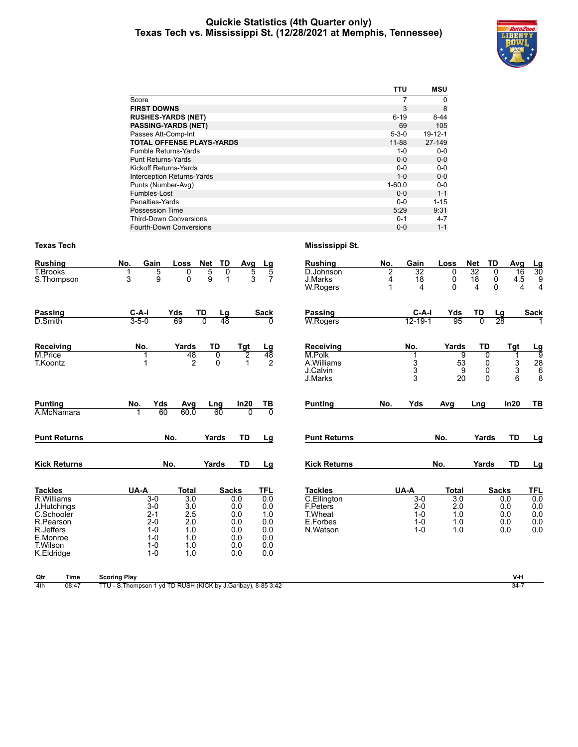# Quickie Statistics (4th Quarter only)
## Texas Tech vs. Mississippi St. (12/28/2021 at Memphis, Tennessee)

| | TTU | MSU |
|---|---|---|
| Score | 7 | 0 |
| **FIRST DOWNS** | 3 | 8 |
| **RUSHES-YARDS (NET)** | 6-19 | 8-44 |
| **PASSING-YARDS (NET)** | 69 | 105 |
| Passes Att-Comp-Int | 5-3-0 | 19-12-1 |
| **TOTAL OFFENSE PLAYS-YARDS** | 11-88 | 27-149 |
| Fumble Returns-Yards | 1-0 | 0-0 |
| Punt Returns-Yards | 0-0 | 0-0 |
| Kickoff Returns-Yards | 0-0 | 0-0 |
| Interception Returns-Yards | 1-0 | 0-0 |
| Punts (Number-Avg) | 1-60.0 | 0-0 |
| Fumbles-Lost | 0-0 | 1-1 |
| Penalties-Yards | 0-0 | 1-15 |
| Possession Time | 5:29 | 9:31 |
| Third-Down Conversions | 0-1 | 4-7 |
| Fourth-Down Conversions | 0-0 | 1-1 |

### Texas Tech

| Rushing | No. | Gain | Loss | Net | TD | Avg | Lg |
|---|---|---|---|---|---|---|---|
| T.Brooks | 1 | 5 | 0 | 5 | 0 | 5 | 5 |
| S.Thompson | 3 | 9 | 0 | 9 | 1 | 3 | 7 |

| Passing | C-A-I | Yds | TD | Lg | Sack |
|---|---|---|---|---|---|
| D.Smith | 3-5-0 | 69 | 0 | 48 | 0 |

| Receiving | No. | Yards | TD | Tgt | Lg |
|---|---|---|---|---|---|
| M.Price | 1 | 48 | 0 | 2 | 48 |
| T.Koontz | 1 | 2 | 0 | 1 | 2 |

| Punting | No. | Yds | Avg | Lng | In20 | TB |
|---|---|---|---|---|---|---|
| A.McNamara | 1 | 60 | 60.0 | 60 | 0 | 0 |

| Punt Returns | No. | Yards | TD | Lg |
|---|---|---|---|---|

| Kick Returns | No. | Yards | TD | Lg |
|---|---|---|---|---|

| Tackles | UA-A | Total | Sacks | TFL |
|---|---|---|---|---|
| R.Williams | 3-0 | 3.0 | 0.0 | 0.0 |
| J.Hutchings | 3-0 | 3.0 | 0.0 | 0.0 |
| C.Schooler | 2-1 | 2.5 | 0.0 | 1.0 |
| R.Pearson | 2-0 | 2.0 | 0.0 | 0.0 |
| R.Jeffers | 1-0 | 1.0 | 0.0 | 0.0 |
| E.Monroe | 1-0 | 1.0 | 0.0 | 0.0 |
| T.Wilson | 1-0 | 1.0 | 0.0 | 0.0 |
| K.Eldridge | 1-0 | 1.0 | 0.0 | 0.0 |

### Mississippi St.

| Rushing | No. | Gain | Loss | Net | TD | Avg | Lg |
|---|---|---|---|---|---|---|---|
| D.Johnson | 2 | 32 | 0 | 32 | 0 | 16 | 30 |
| J.Marks | 4 | 18 | 0 | 18 | 0 | 4.5 | 9 |
| W.Rogers | 1 | 4 | 0 | 4 | 0 | 4 | 4 |

| Passing | C-A-I | Yds | TD | Lg | Sack |
|---|---|---|---|---|---|
| W.Rogers | 12-19-1 | 95 | 0 | 28 | 1 |

| Receiving | No. | Yards | TD | Tgt | Lg |
|---|---|---|---|---|---|
| M.Polk | 1 | 9 | 0 | 1 | 9 |
| A.Williams | 3 | 53 | 0 | 3 | 28 |
| J.Calvin | 3 | 9 | 0 | 3 | 6 |
| J.Marks | 3 | 20 | 0 | 6 | 8 |

| Punting | No. | Yds | Avg | Lng | In20 | TB |
|---|---|---|---|---|---|---|

| Punt Returns | No. | Yards | TD | Lg |
|---|---|---|---|---|

| Kick Returns | No. | Yards | TD | Lg |
|---|---|---|---|---|

| Tackles | UA-A | Total | Sacks | TFL |
|---|---|---|---|---|
| C.Ellington | 3-0 | 3.0 | 0.0 | 0.0 |
| F.Peters | 2-0 | 2.0 | 0.0 | 0.0 |
| T.Wheat | 1-0 | 1.0 | 0.0 | 0.0 |
| E.Forbes | 1-0 | 1.0 | 0.0 | 0.0 |
| N.Watson | 1-0 | 1.0 | 0.0 | 0.0 |

| Qtr | Time | Scoring Play | V-H |
|---|---|---|---|
| 4th | 08:47 | TTU - S.Thompson 1 yd TD RUSH (KICK by J.Garibay), 8-85 3:42 | 34-7 |